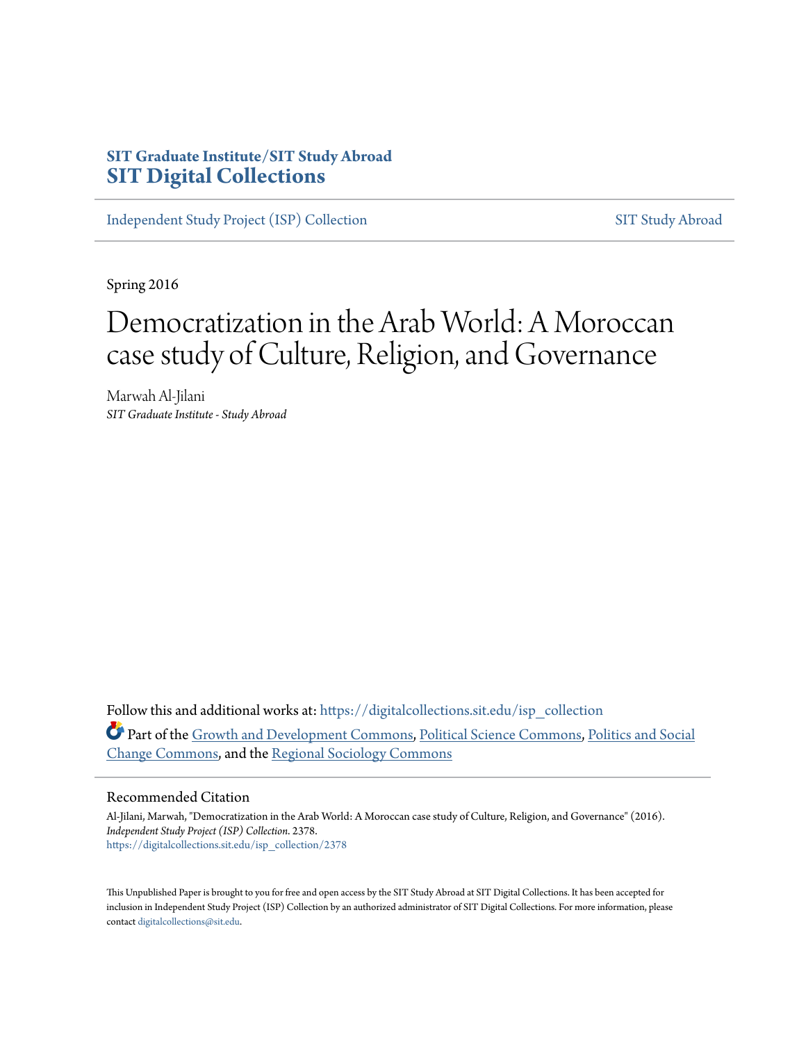SIT Graduate Institute/SIT Study Abroad
**SIT Digital Collections**

Independent Study Project (ISP) Collection | SIT Study Abroad

Spring 2016

# Democratization in the Arab World: A Moroccan case study of Culture, Religion, and Governance

Marwah Al-Jilani
*SIT Graduate Institute - Study Abroad*

Follow this and additional works at: https://digitalcollections.sit.edu/isp_collection

Part of the Growth and Development Commons, Political Science Commons, Politics and Social Change Commons, and the Regional Sociology Commons

## Recommended Citation

Al-Jilani, Marwah, "Democratization in the Arab World: A Moroccan case study of Culture, Religion, and Governance" (2016). *Independent Study Project (ISP) Collection*. 2378.
https://digitalcollections.sit.edu/isp_collection/2378

This Unpublished Paper is brought to you for free and open access by the SIT Study Abroad at SIT Digital Collections. It has been accepted for inclusion in Independent Study Project (ISP) Collection by an authorized administrator of SIT Digital Collections. For more information, please contact digitalcollections@sit.edu.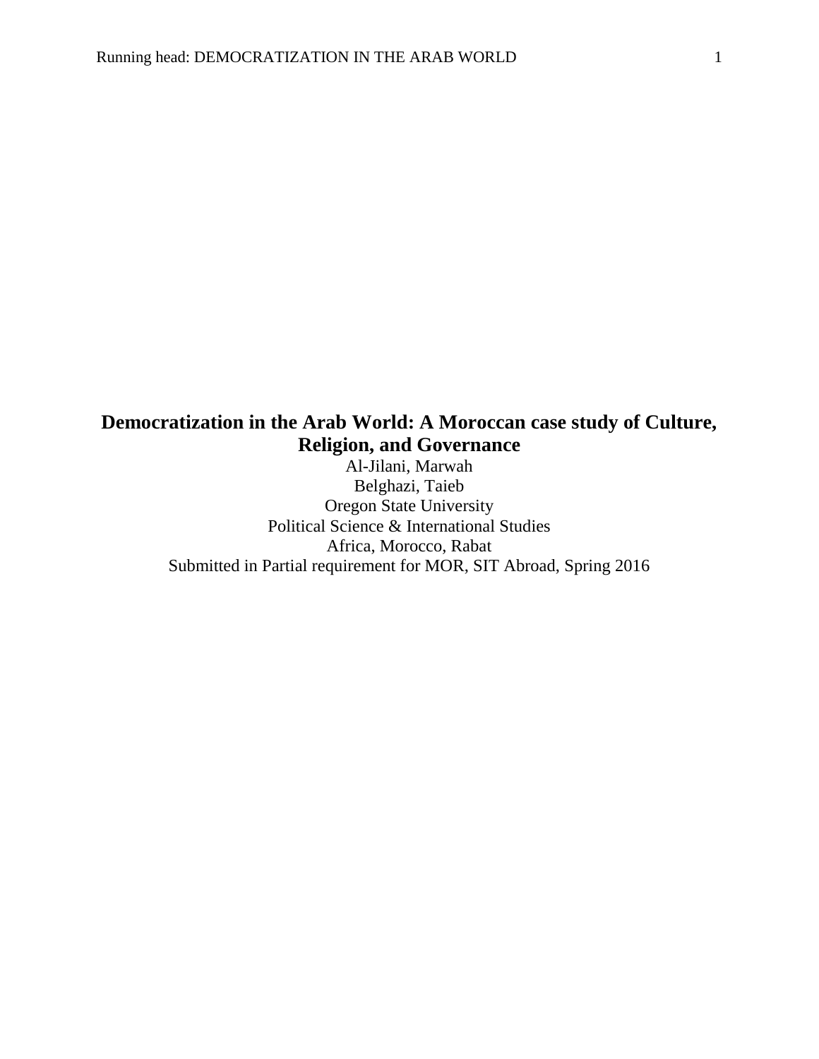**Democratization in the Arab World: A Moroccan case study of Culture, Religion, and Governance**

Al-Jilani, Marwah

Belghazi, Taieb

Oregon State University

Political Science & International Studies

Africa, Morocco, Rabat

Submitted in Partial requirement for MOR, SIT Abroad, Spring 2016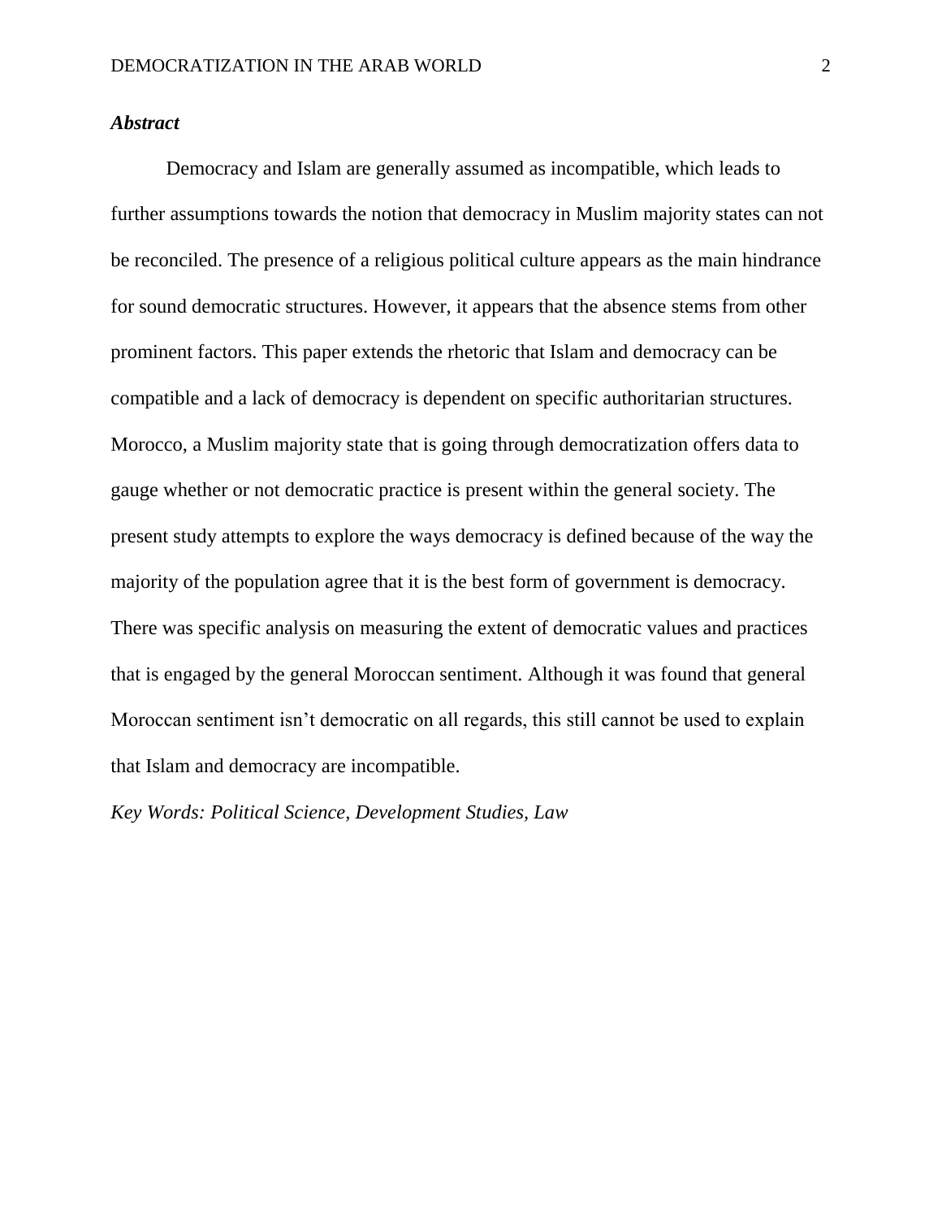### *Abstract*

Democracy and Islam are generally assumed as incompatible, which leads to further assumptions towards the notion that democracy in Muslim majority states can not be reconciled. The presence of a religious political culture appears as the main hindrance for sound democratic structures. However, it appears that the absence stems from other prominent factors. This paper extends the rhetoric that Islam and democracy can be compatible and a lack of democracy is dependent on specific authoritarian structures. Morocco, a Muslim majority state that is going through democratization offers data to gauge whether or not democratic practice is present within the general society. The present study attempts to explore the ways democracy is defined because of the way the majority of the population agree that it is the best form of government is democracy. There was specific analysis on measuring the extent of democratic values and practices that is engaged by the general Moroccan sentiment. Although it was found that general Moroccan sentiment isn’t democratic on all regards, this still cannot be used to explain that Islam and democracy are incompatible.

*Key Words: Political Science, Development Studies, Law*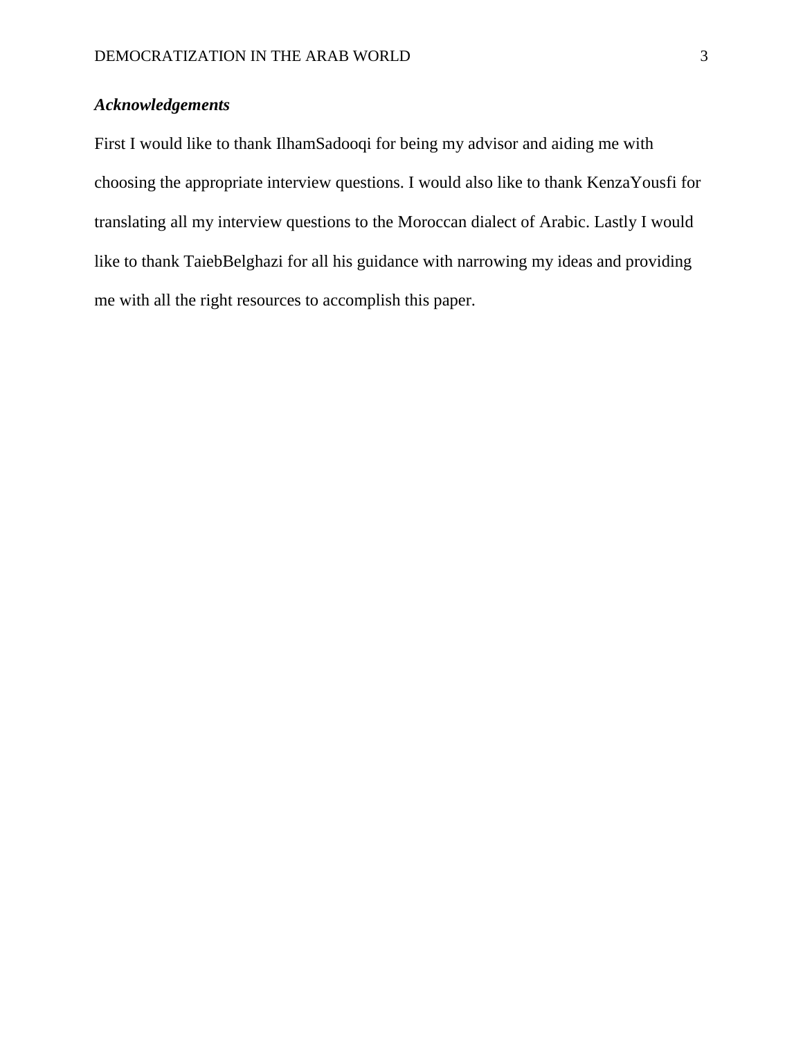***Acknowledgements***

First I would like to thank IlhamSadooqi for being my advisor and aiding me with choosing the appropriate interview questions. I would also like to thank KenzaYousfi for translating all my interview questions to the Moroccan dialect of Arabic. Lastly I would like to thank TaiebBelghazi for all his guidance with narrowing my ideas and providing me with all the right resources to accomplish this paper.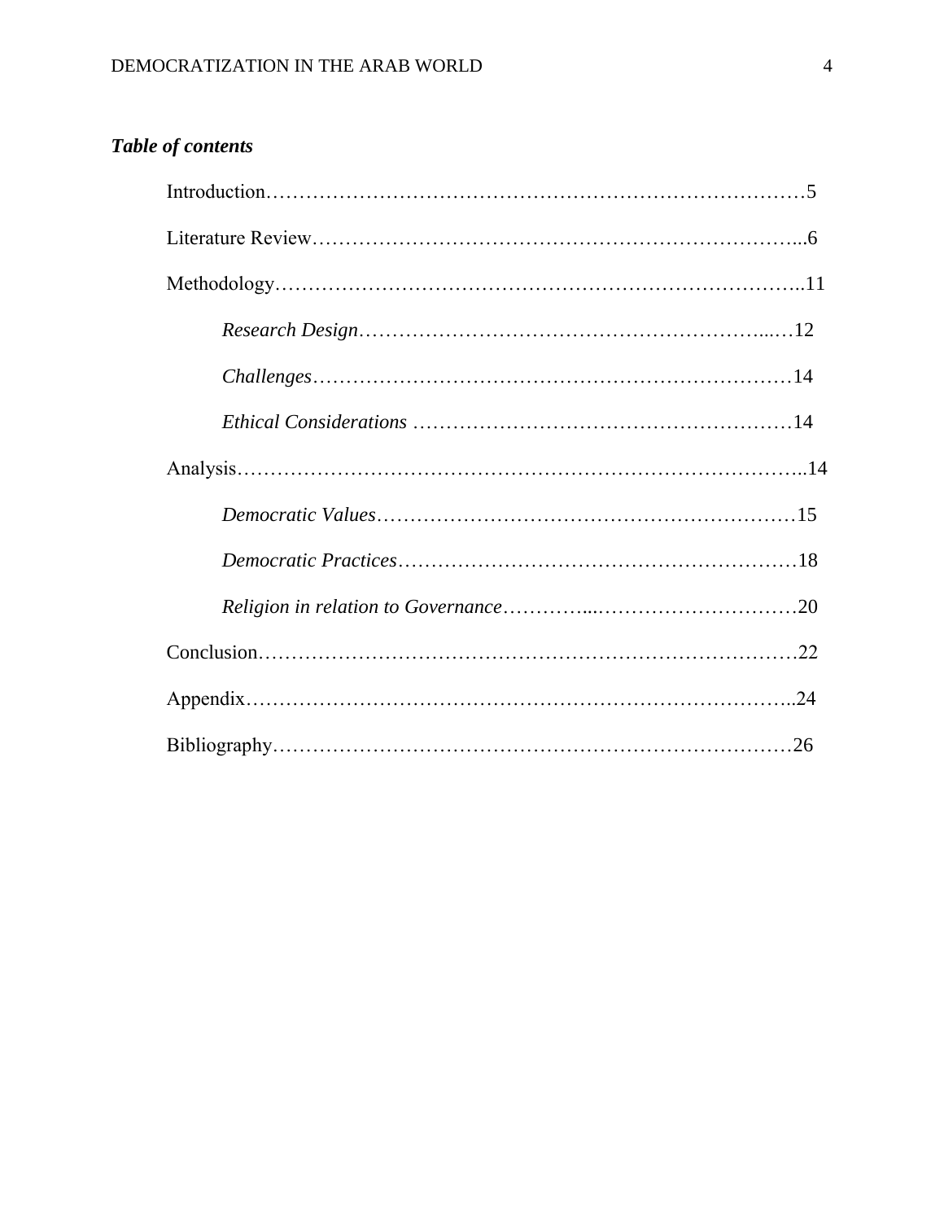***Table of contents***

Introduction……………………………………………………………………………5

Literature Review…………………………………………………………………...6

Methodology…………………………………………………………………..11

*Research Design*………………………………………………………...…12

*Challenges*……………………………………………………………………14

*Ethical Considerations* ………………………………………………………14

Analysis……………………………………………………………………..14

*Democratic Values*…………………………………………………………15

*Democratic Practices*………………………………………………………18

*Religion in relation to Governance*…………...…………………………20

Conclusion……………………………………………………………………22

Appendix……………………………………………………………………..24

Bibliography…………………………………………………………………26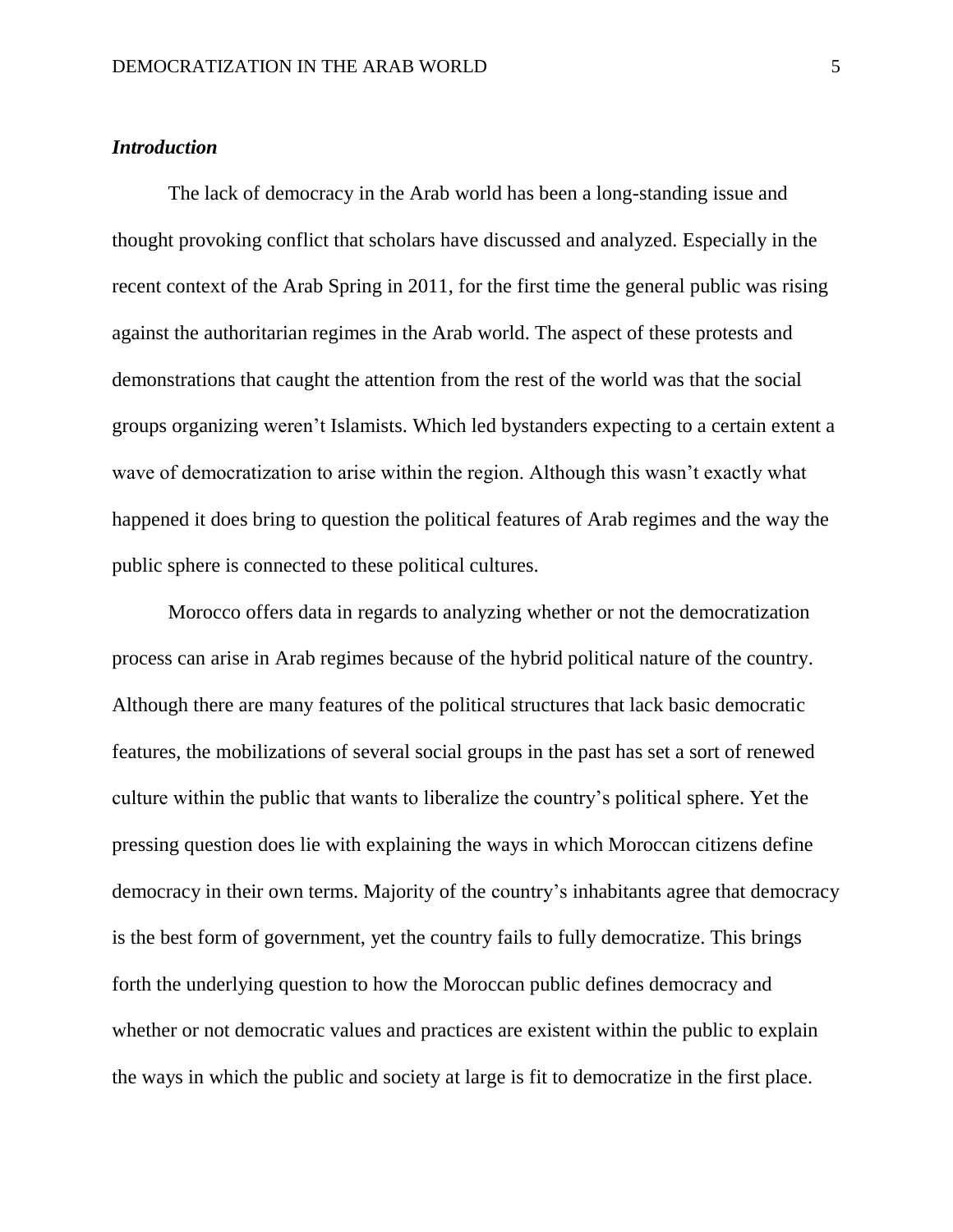***Introduction***

The lack of democracy in the Arab world has been a long-standing issue and thought provoking conflict that scholars have discussed and analyzed. Especially in the recent context of the Arab Spring in 2011, for the first time the general public was rising against the authoritarian regimes in the Arab world. The aspect of these protests and demonstrations that caught the attention from the rest of the world was that the social groups organizing weren't Islamists. Which led bystanders expecting to a certain extent a wave of democratization to arise within the region. Although this wasn't exactly what happened it does bring to question the political features of Arab regimes and the way the public sphere is connected to these political cultures.

Morocco offers data in regards to analyzing whether or not the democratization process can arise in Arab regimes because of the hybrid political nature of the country. Although there are many features of the political structures that lack basic democratic features, the mobilizations of several social groups in the past has set a sort of renewed culture within the public that wants to liberalize the country's political sphere. Yet the pressing question does lie with explaining the ways in which Moroccan citizens define democracy in their own terms. Majority of the country's inhabitants agree that democracy is the best form of government, yet the country fails to fully democratize. This brings forth the underlying question to how the Moroccan public defines democracy and whether or not democratic values and practices are existent within the public to explain the ways in which the public and society at large is fit to democratize in the first place.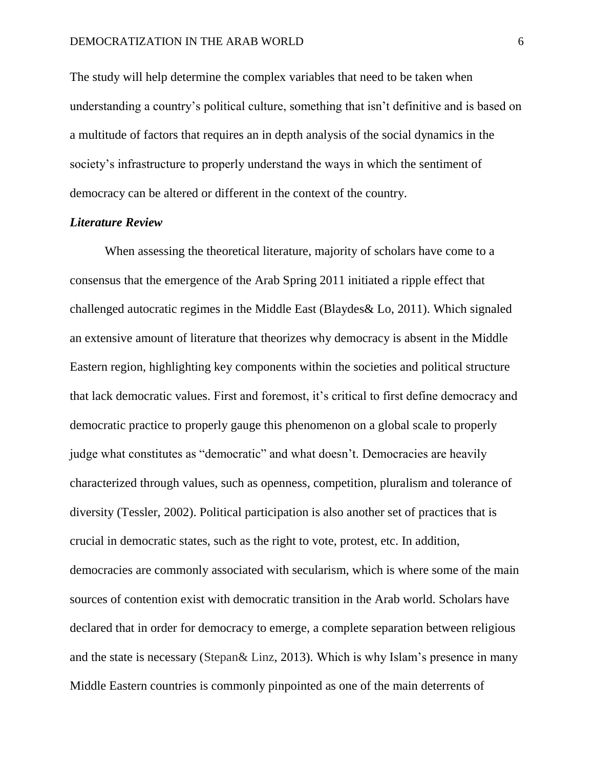The study will help determine the complex variables that need to be taken when understanding a country's political culture, something that isn't definitive and is based on a multitude of factors that requires an in depth analysis of the social dynamics in the society's infrastructure to properly understand the ways in which the sentiment of democracy can be altered or different in the context of the country.

### ***Literature Review***

When assessing the theoretical literature, majority of scholars have come to a consensus that the emergence of the Arab Spring 2011 initiated a ripple effect that challenged autocratic regimes in the Middle East (Blaydes& Lo, 2011). Which signaled an extensive amount of literature that theorizes why democracy is absent in the Middle Eastern region, highlighting key components within the societies and political structure that lack democratic values. First and foremost, it's critical to first define democracy and democratic practice to properly gauge this phenomenon on a global scale to properly judge what constitutes as "democratic" and what doesn't. Democracies are heavily characterized through values, such as openness, competition, pluralism and tolerance of diversity (Tessler, 2002). Political participation is also another set of practices that is crucial in democratic states, such as the right to vote, protest, etc. In addition, democracies are commonly associated with secularism, which is where some of the main sources of contention exist with democratic transition in the Arab world. Scholars have declared that in order for democracy to emerge, a complete separation between religious and the state is necessary (Stepan& Linz, 2013). Which is why Islam's presence in many Middle Eastern countries is commonly pinpointed as one of the main deterrents of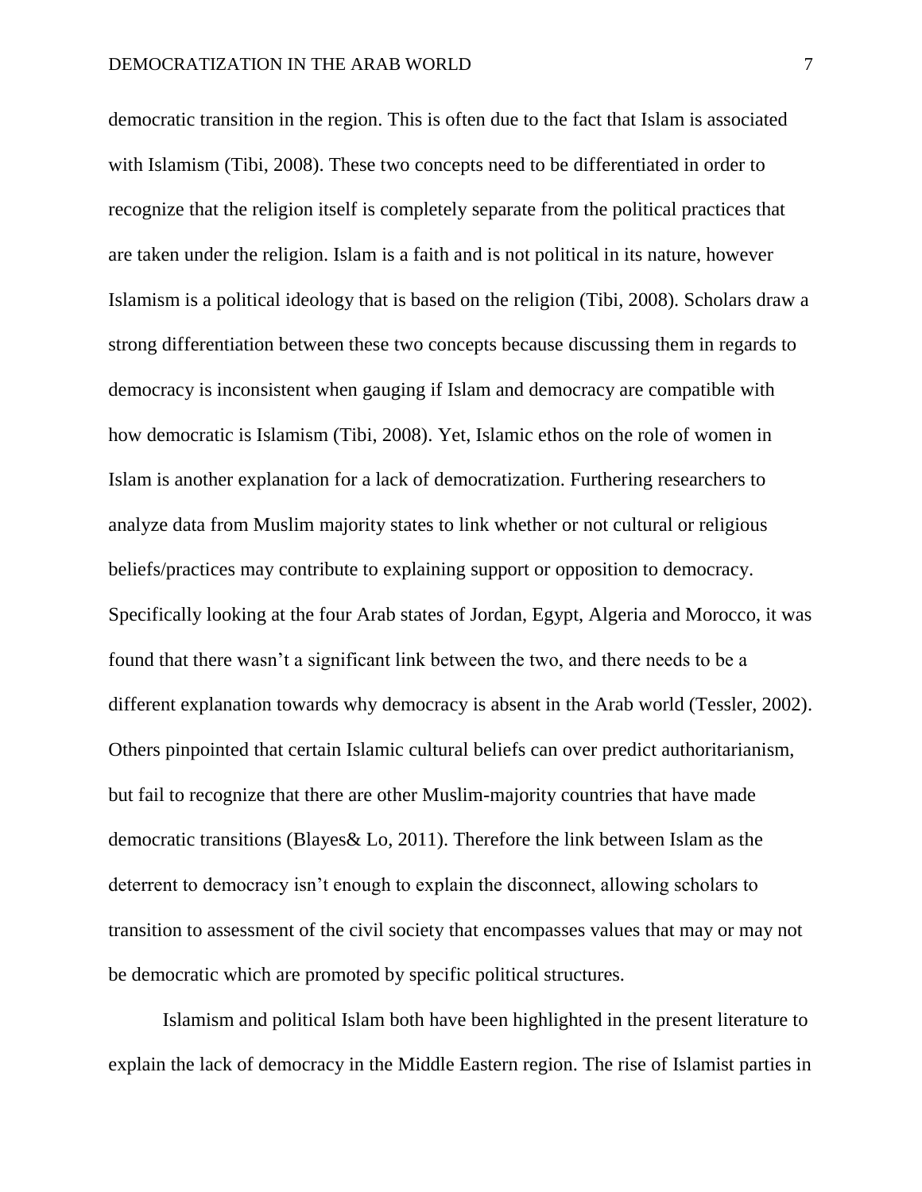democratic transition in the region. This is often due to the fact that Islam is associated with Islamism (Tibi, 2008). These two concepts need to be differentiated in order to recognize that the religion itself is completely separate from the political practices that are taken under the religion. Islam is a faith and is not political in its nature, however Islamism is a political ideology that is based on the religion (Tibi, 2008). Scholars draw a strong differentiation between these two concepts because discussing them in regards to democracy is inconsistent when gauging if Islam and democracy are compatible with how democratic is Islamism (Tibi, 2008). Yet, Islamic ethos on the role of women in Islam is another explanation for a lack of democratization. Furthering researchers to analyze data from Muslim majority states to link whether or not cultural or religious beliefs/practices may contribute to explaining support or opposition to democracy. Specifically looking at the four Arab states of Jordan, Egypt, Algeria and Morocco, it was found that there wasn't a significant link between the two, and there needs to be a different explanation towards why democracy is absent in the Arab world (Tessler, 2002). Others pinpointed that certain Islamic cultural beliefs can over predict authoritarianism, but fail to recognize that there are other Muslim-majority countries that have made democratic transitions (Blayes& Lo, 2011). Therefore the link between Islam as the deterrent to democracy isn't enough to explain the disconnect, allowing scholars to transition to assessment of the civil society that encompasses values that may or may not be democratic which are promoted by specific political structures.

Islamism and political Islam both have been highlighted in the present literature to explain the lack of democracy in the Middle Eastern region. The rise of Islamist parties in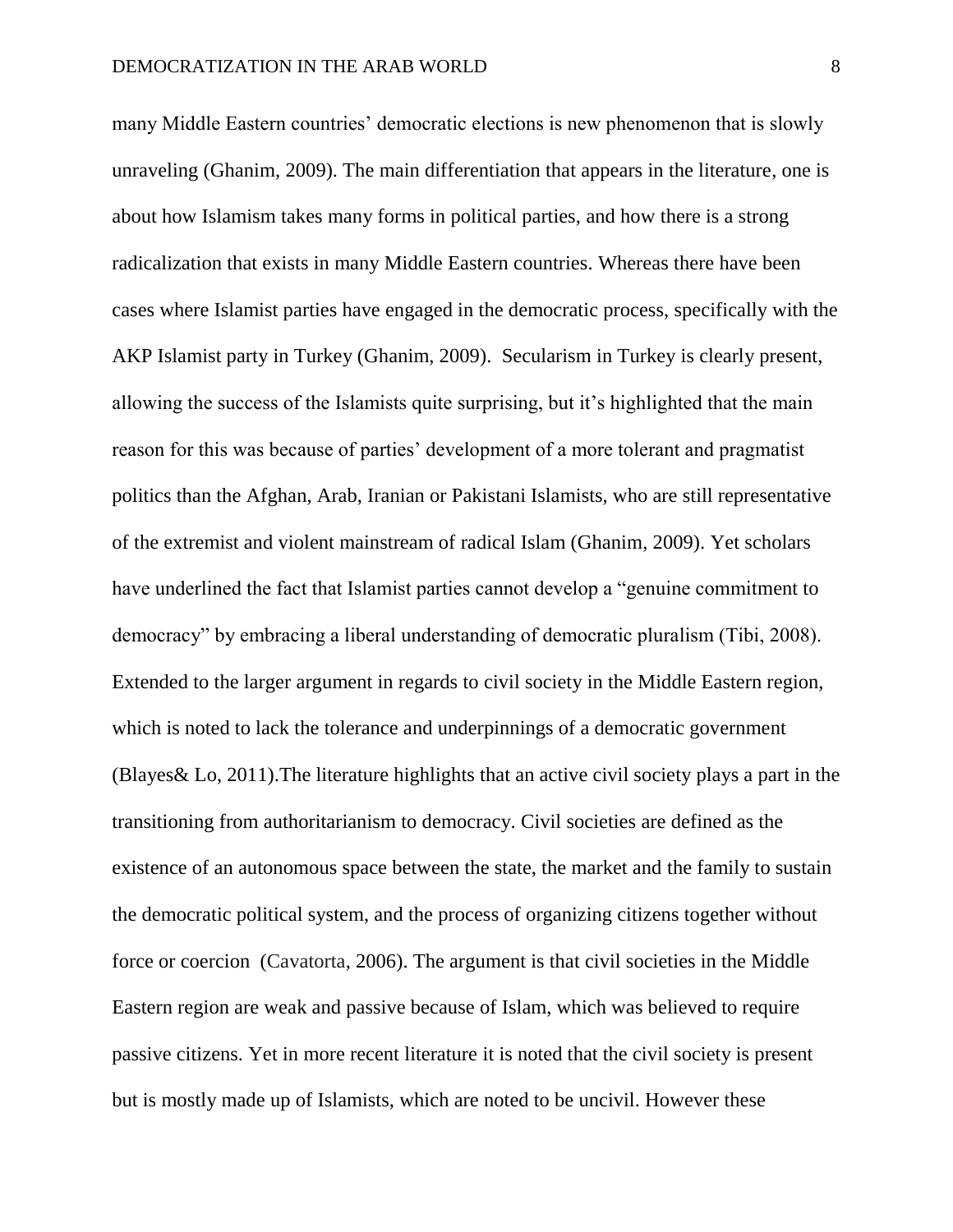many Middle Eastern countries' democratic elections is new phenomenon that is slowly unraveling (Ghanim, 2009). The main differentiation that appears in the literature, one is about how Islamism takes many forms in political parties, and how there is a strong radicalization that exists in many Middle Eastern countries. Whereas there have been cases where Islamist parties have engaged in the democratic process, specifically with the AKP Islamist party in Turkey (Ghanim, 2009). Secularism in Turkey is clearly present, allowing the success of the Islamists quite surprising, but it's highlighted that the main reason for this was because of parties' development of a more tolerant and pragmatist politics than the Afghan, Arab, Iranian or Pakistani Islamists, who are still representative of the extremist and violent mainstream of radical Islam (Ghanim, 2009). Yet scholars have underlined the fact that Islamist parties cannot develop a "genuine commitment to democracy" by embracing a liberal understanding of democratic pluralism (Tibi, 2008). Extended to the larger argument in regards to civil society in the Middle Eastern region, which is noted to lack the tolerance and underpinnings of a democratic government (Blayes& Lo, 2011).The literature highlights that an active civil society plays a part in the transitioning from authoritarianism to democracy. Civil societies are defined as the existence of an autonomous space between the state, the market and the family to sustain the democratic political system, and the process of organizing citizens together without force or coercion (Cavatorta, 2006). The argument is that civil societies in the Middle Eastern region are weak and passive because of Islam, which was believed to require passive citizens. Yet in more recent literature it is noted that the civil society is present but is mostly made up of Islamists, which are noted to be uncivil. However these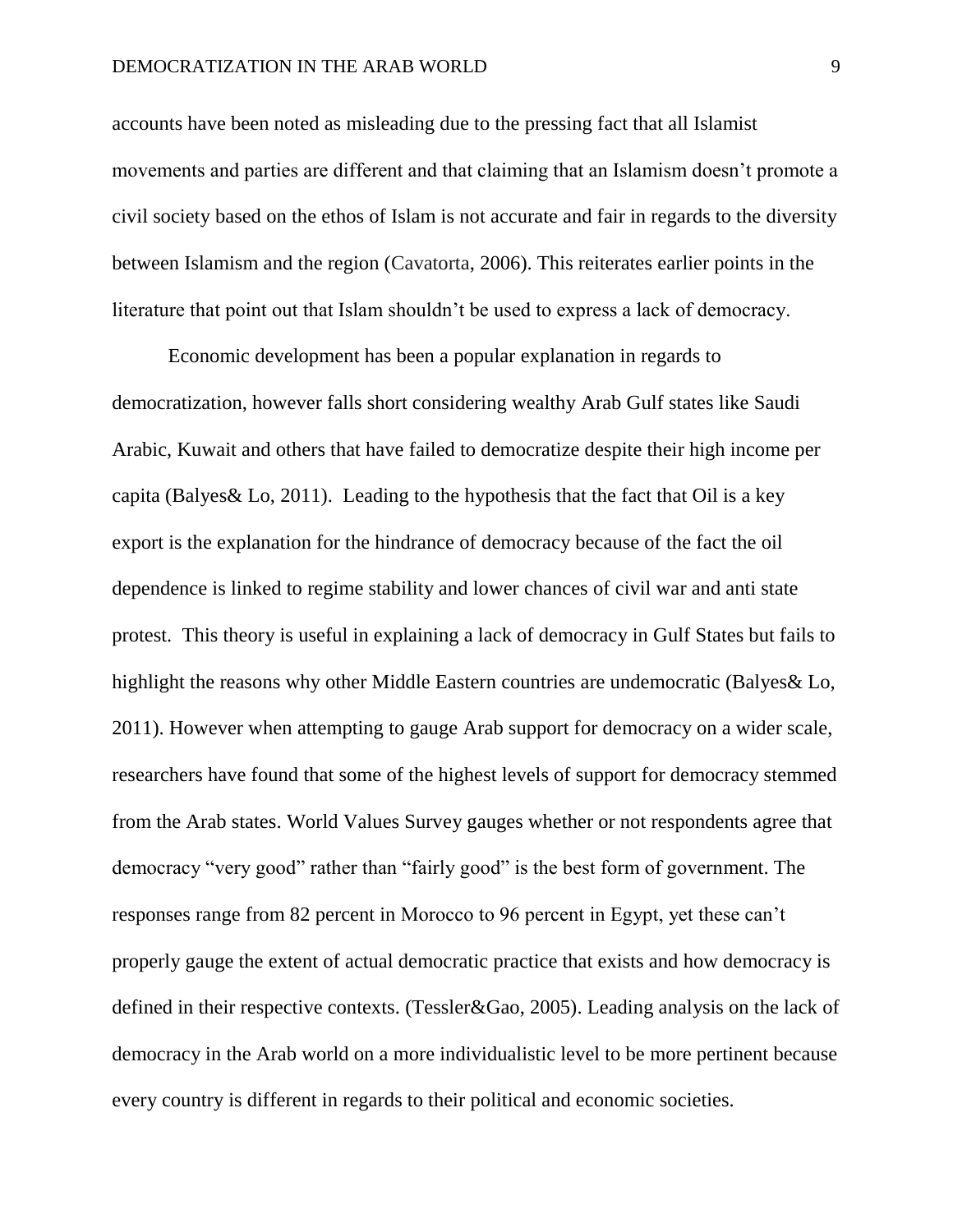accounts have been noted as misleading due to the pressing fact that all Islamist movements and parties are different and that claiming that an Islamism doesn't promote a civil society based on the ethos of Islam is not accurate and fair in regards to the diversity between Islamism and the region (Cavatorta, 2006). This reiterates earlier points in the literature that point out that Islam shouldn't be used to express a lack of democracy.

Economic development has been a popular explanation in regards to democratization, however falls short considering wealthy Arab Gulf states like Saudi Arabic, Kuwait and others that have failed to democratize despite their high income per capita (Balyes& Lo, 2011). Leading to the hypothesis that the fact that Oil is a key export is the explanation for the hindrance of democracy because of the fact the oil dependence is linked to regime stability and lower chances of civil war and anti state protest. This theory is useful in explaining a lack of democracy in Gulf States but fails to highlight the reasons why other Middle Eastern countries are undemocratic (Balyes& Lo, 2011). However when attempting to gauge Arab support for democracy on a wider scale, researchers have found that some of the highest levels of support for democracy stemmed from the Arab states. World Values Survey gauges whether or not respondents agree that democracy "very good" rather than "fairly good" is the best form of government. The responses range from 82 percent in Morocco to 96 percent in Egypt, yet these can't properly gauge the extent of actual democratic practice that exists and how democracy is defined in their respective contexts. (Tessler&Gao, 2005). Leading analysis on the lack of democracy in the Arab world on a more individualistic level to be more pertinent because every country is different in regards to their political and economic societies.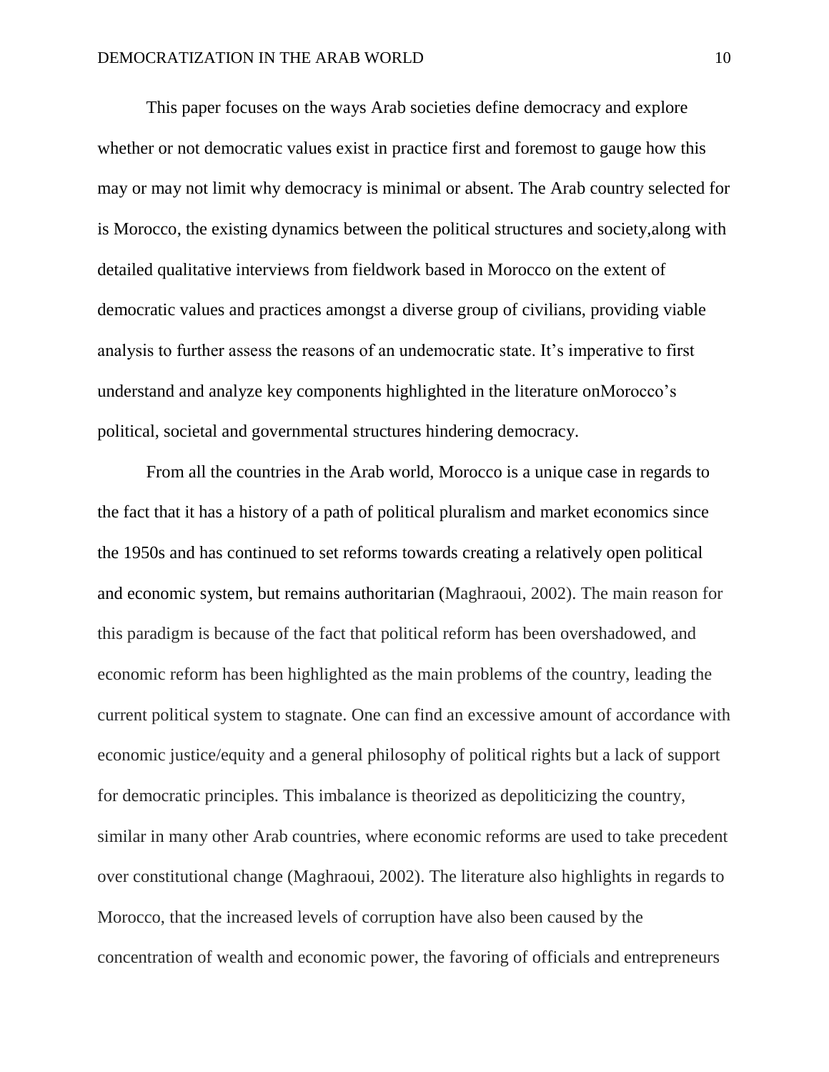This paper focuses on the ways Arab societies define democracy and explore whether or not democratic values exist in practice first and foremost to gauge how this may or may not limit why democracy is minimal or absent. The Arab country selected for is Morocco, the existing dynamics between the political structures and society,along with detailed qualitative interviews from fieldwork based in Morocco on the extent of democratic values and practices amongst a diverse group of civilians, providing viable analysis to further assess the reasons of an undemocratic state. It's imperative to first understand and analyze key components highlighted in the literature onMorocco's political, societal and governmental structures hindering democracy.

From all the countries in the Arab world, Morocco is a unique case in regards to the fact that it has a history of a path of political pluralism and market economics since the 1950s and has continued to set reforms towards creating a relatively open political and economic system, but remains authoritarian (Maghraoui, 2002). The main reason for this paradigm is because of the fact that political reform has been overshadowed, and economic reform has been highlighted as the main problems of the country, leading the current political system to stagnate. One can find an excessive amount of accordance with economic justice/equity and a general philosophy of political rights but a lack of support for democratic principles. This imbalance is theorized as depoliticizing the country, similar in many other Arab countries, where economic reforms are used to take precedent over constitutional change (Maghraoui, 2002). The literature also highlights in regards to Morocco, that the increased levels of corruption have also been caused by the concentration of wealth and economic power, the favoring of officials and entrepreneurs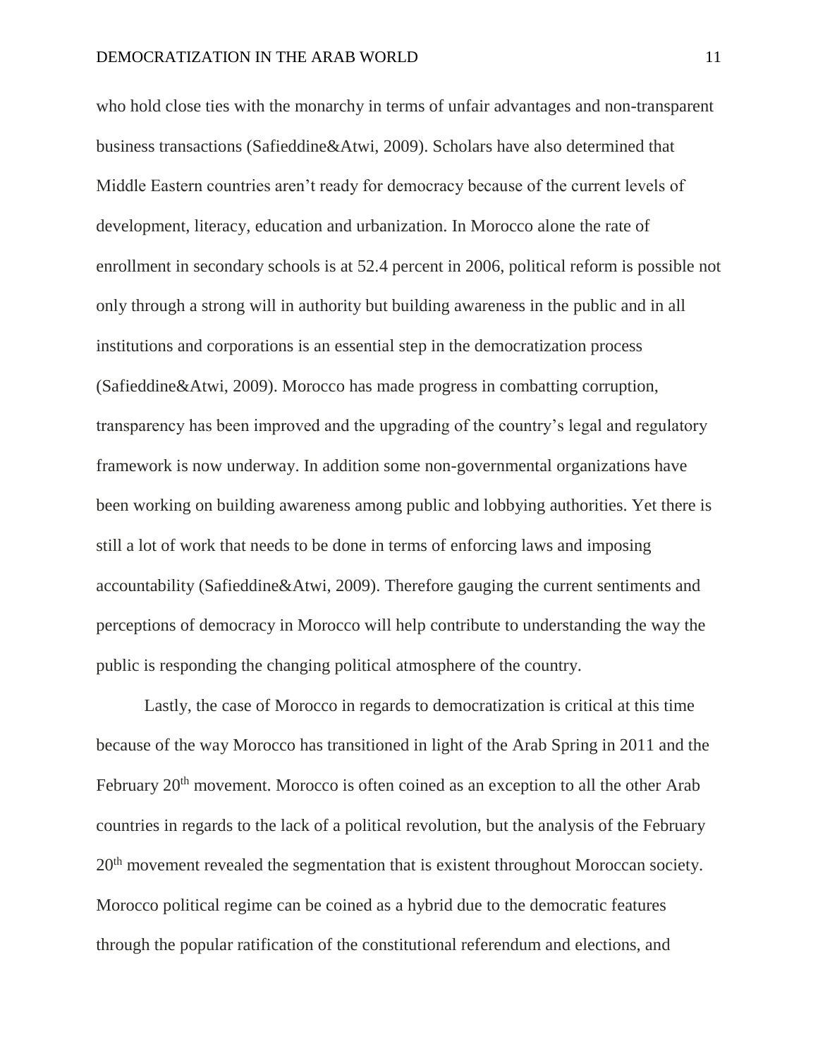who hold close ties with the monarchy in terms of unfair advantages and non-transparent business transactions (Safieddine&Atwi, 2009). Scholars have also determined that Middle Eastern countries aren't ready for democracy because of the current levels of development, literacy, education and urbanization. In Morocco alone the rate of enrollment in secondary schools is at 52.4 percent in 2006, political reform is possible not only through a strong will in authority but building awareness in the public and in all institutions and corporations is an essential step in the democratization process (Safieddine&Atwi, 2009). Morocco has made progress in combatting corruption, transparency has been improved and the upgrading of the country's legal and regulatory framework is now underway. In addition some non-governmental organizations have been working on building awareness among public and lobbying authorities. Yet there is still a lot of work that needs to be done in terms of enforcing laws and imposing accountability (Safieddine&Atwi, 2009). Therefore gauging the current sentiments and perceptions of democracy in Morocco will help contribute to understanding the way the public is responding the changing political atmosphere of the country.

Lastly, the case of Morocco in regards to democratization is critical at this time because of the way Morocco has transitioned in light of the Arab Spring in 2011 and the February 20th movement. Morocco is often coined as an exception to all the other Arab countries in regards to the lack of a political revolution, but the analysis of the February 20th movement revealed the segmentation that is existent throughout Moroccan society. Morocco political regime can be coined as a hybrid due to the democratic features through the popular ratification of the constitutional referendum and elections, and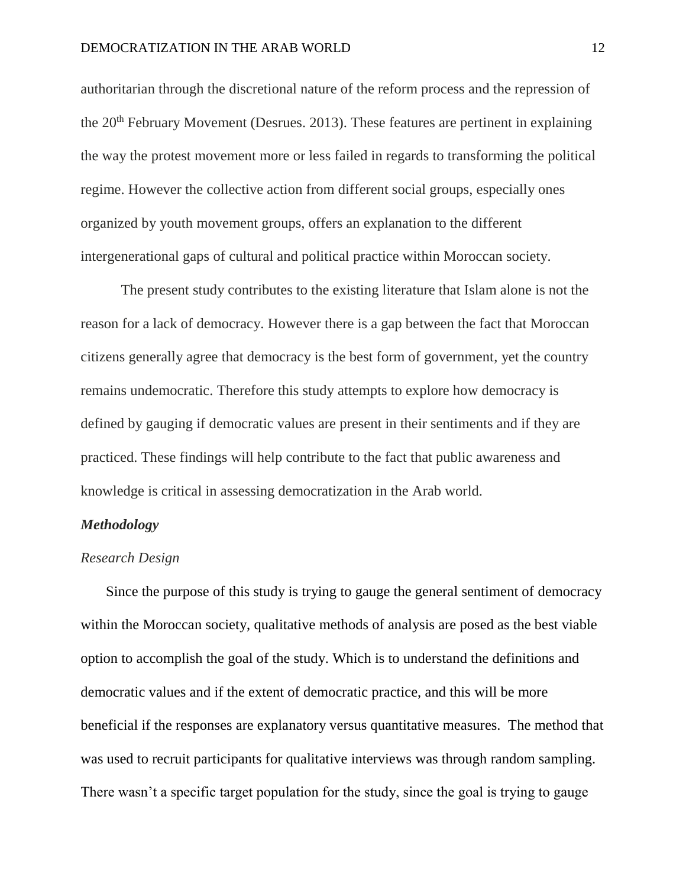authoritarian through the discretional nature of the reform process and the repression of the 20th February Movement (Desrues. 2013). These features are pertinent in explaining the way the protest movement more or less failed in regards to transforming the political regime. However the collective action from different social groups, especially ones organized by youth movement groups, offers an explanation to the different intergenerational gaps of cultural and political practice within Moroccan society.

The present study contributes to the existing literature that Islam alone is not the reason for a lack of democracy. However there is a gap between the fact that Moroccan citizens generally agree that democracy is the best form of government, yet the country remains undemocratic. Therefore this study attempts to explore how democracy is defined by gauging if democratic values are present in their sentiments and if they are practiced. These findings will help contribute to the fact that public awareness and knowledge is critical in assessing democratization in the Arab world.

## ***Methodology***

### *Research Design*

Since the purpose of this study is trying to gauge the general sentiment of democracy within the Moroccan society, qualitative methods of analysis are posed as the best viable option to accomplish the goal of the study. Which is to understand the definitions and democratic values and if the extent of democratic practice, and this will be more beneficial if the responses are explanatory versus quantitative measures. The method that was used to recruit participants for qualitative interviews was through random sampling. There wasn't a specific target population for the study, since the goal is trying to gauge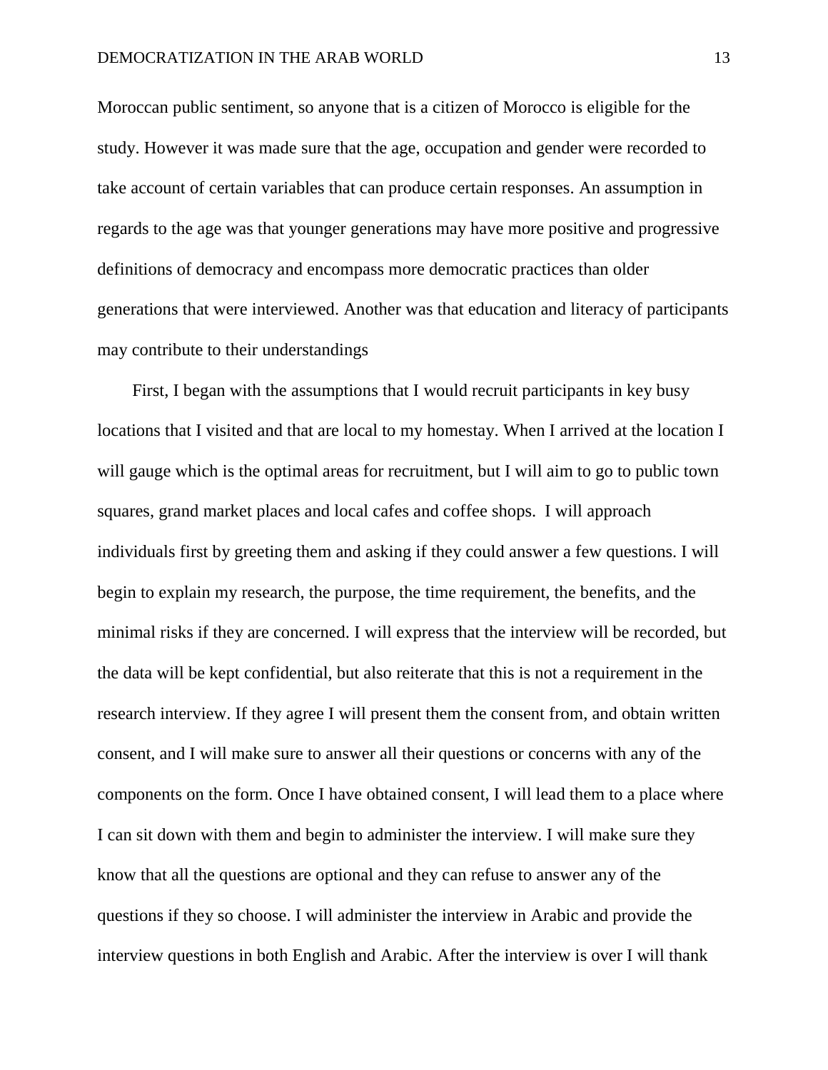Moroccan public sentiment, so anyone that is a citizen of Morocco is eligible for the study. However it was made sure that the age, occupation and gender were recorded to take account of certain variables that can produce certain responses. An assumption in regards to the age was that younger generations may have more positive and progressive definitions of democracy and encompass more democratic practices than older generations that were interviewed. Another was that education and literacy of participants may contribute to their understandings

First, I began with the assumptions that I would recruit participants in key busy locations that I visited and that are local to my homestay. When I arrived at the location I will gauge which is the optimal areas for recruitment, but I will aim to go to public town squares, grand market places and local cafes and coffee shops. I will approach individuals first by greeting them and asking if they could answer a few questions. I will begin to explain my research, the purpose, the time requirement, the benefits, and the minimal risks if they are concerned. I will express that the interview will be recorded, but the data will be kept confidential, but also reiterate that this is not a requirement in the research interview. If they agree I will present them the consent from, and obtain written consent, and I will make sure to answer all their questions or concerns with any of the components on the form. Once I have obtained consent, I will lead them to a place where I can sit down with them and begin to administer the interview. I will make sure they know that all the questions are optional and they can refuse to answer any of the questions if they so choose. I will administer the interview in Arabic and provide the interview questions in both English and Arabic. After the interview is over I will thank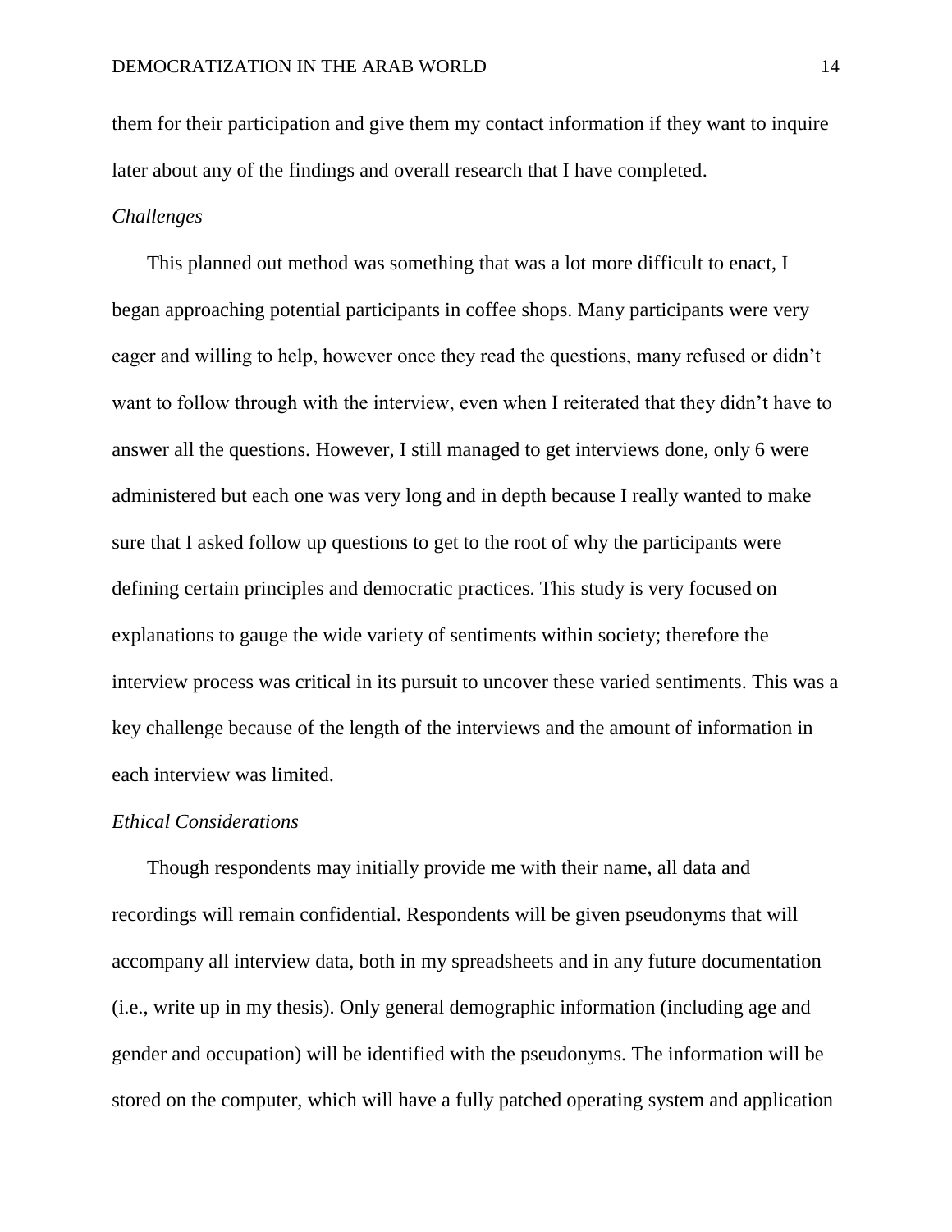them for their participation and give them my contact information if they want to inquire later about any of the findings and overall research that I have completed.

### *Challenges*

This planned out method was something that was a lot more difficult to enact, I began approaching potential participants in coffee shops. Many participants were very eager and willing to help, however once they read the questions, many refused or didn't want to follow through with the interview, even when I reiterated that they didn't have to answer all the questions. However, I still managed to get interviews done, only 6 were administered but each one was very long and in depth because I really wanted to make sure that I asked follow up questions to get to the root of why the participants were defining certain principles and democratic practices. This study is very focused on explanations to gauge the wide variety of sentiments within society; therefore the interview process was critical in its pursuit to uncover these varied sentiments. This was a key challenge because of the length of the interviews and the amount of information in each interview was limited.

### *Ethical Considerations*

Though respondents may initially provide me with their name, all data and recordings will remain confidential. Respondents will be given pseudonyms that will accompany all interview data, both in my spreadsheets and in any future documentation (i.e., write up in my thesis). Only general demographic information (including age and gender and occupation) will be identified with the pseudonyms. The information will be stored on the computer, which will have a fully patched operating system and application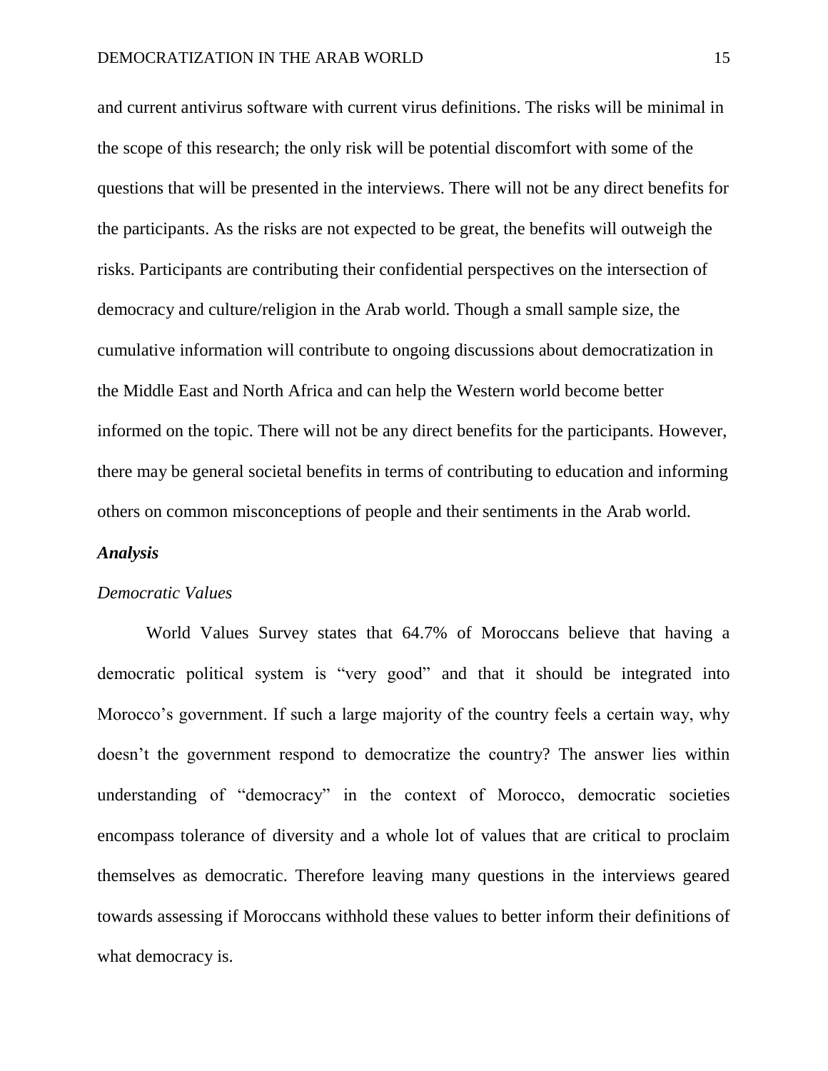and current antivirus software with current virus definitions. The risks will be minimal in the scope of this research; the only risk will be potential discomfort with some of the questions that will be presented in the interviews. There will not be any direct benefits for the participants. As the risks are not expected to be great, the benefits will outweigh the risks. Participants are contributing their confidential perspectives on the intersection of democracy and culture/religion in the Arab world. Though a small sample size, the cumulative information will contribute to ongoing discussions about democratization in the Middle East and North Africa and can help the Western world become better informed on the topic. There will not be any direct benefits for the participants. However, there may be general societal benefits in terms of contributing to education and informing others on common misconceptions of people and their sentiments in the Arab world.

### ***Analysis***

#### *Democratic Values*

World Values Survey states that 64.7% of Moroccans believe that having a democratic political system is "very good" and that it should be integrated into Morocco's government. If such a large majority of the country feels a certain way, why doesn't the government respond to democratize the country? The answer lies within understanding of "democracy" in the context of Morocco, democratic societies encompass tolerance of diversity and a whole lot of values that are critical to proclaim themselves as democratic. Therefore leaving many questions in the interviews geared towards assessing if Moroccans withhold these values to better inform their definitions of what democracy is.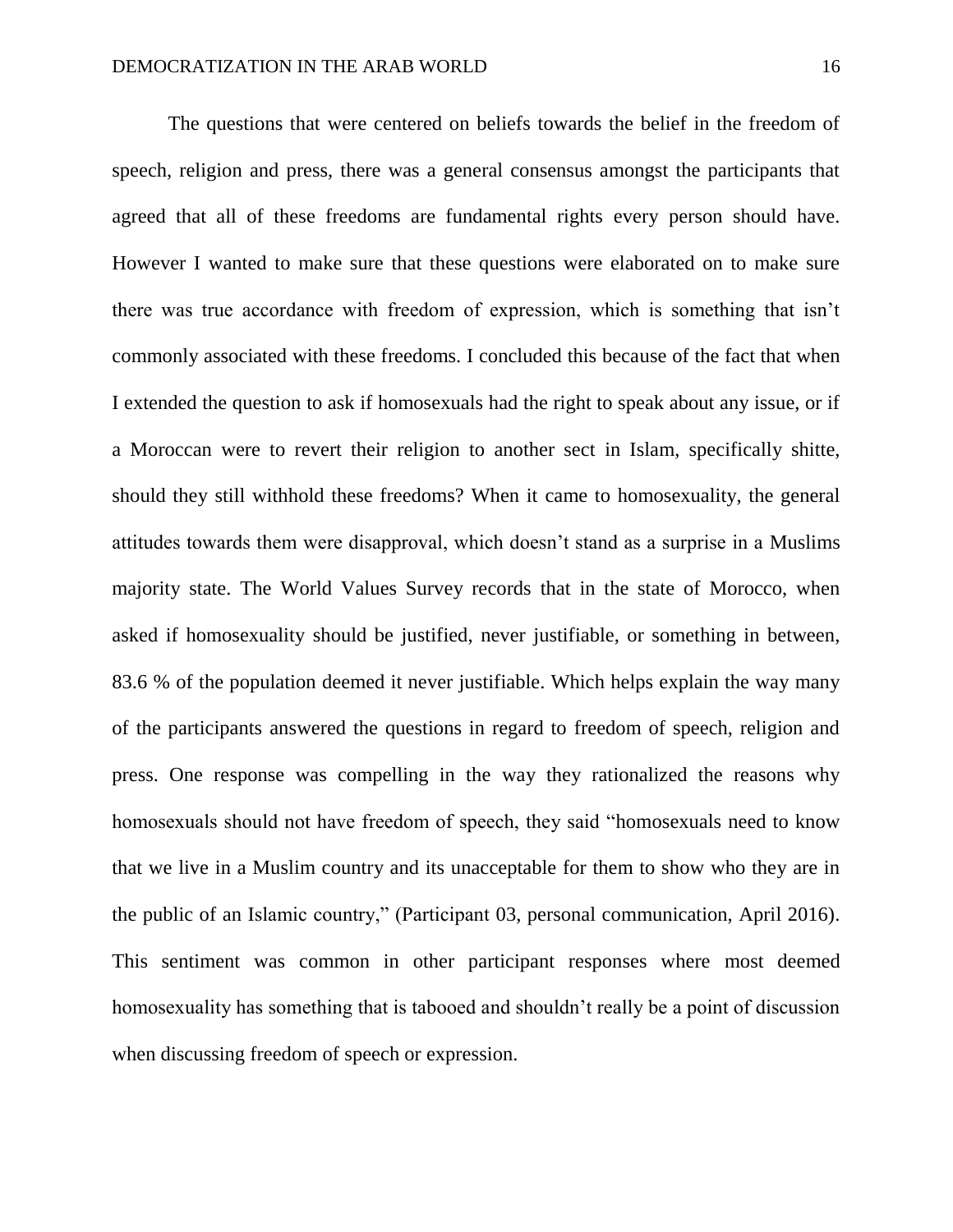The questions that were centered on beliefs towards the belief in the freedom of speech, religion and press, there was a general consensus amongst the participants that agreed that all of these freedoms are fundamental rights every person should have. However I wanted to make sure that these questions were elaborated on to make sure there was true accordance with freedom of expression, which is something that isn't commonly associated with these freedoms. I concluded this because of the fact that when I extended the question to ask if homosexuals had the right to speak about any issue, or if a Moroccan were to revert their religion to another sect in Islam, specifically shitte, should they still withhold these freedoms? When it came to homosexuality, the general attitudes towards them were disapproval, which doesn't stand as a surprise in a Muslims majority state. The World Values Survey records that in the state of Morocco, when asked if homosexuality should be justified, never justifiable, or something in between, 83.6 % of the population deemed it never justifiable. Which helps explain the way many of the participants answered the questions in regard to freedom of speech, religion and press. One response was compelling in the way they rationalized the reasons why homosexuals should not have freedom of speech, they said "homosexuals need to know that we live in a Muslim country and its unacceptable for them to show who they are in the public of an Islamic country," (Participant 03, personal communication, April 2016). This sentiment was common in other participant responses where most deemed homosexuality has something that is tabooed and shouldn't really be a point of discussion when discussing freedom of speech or expression.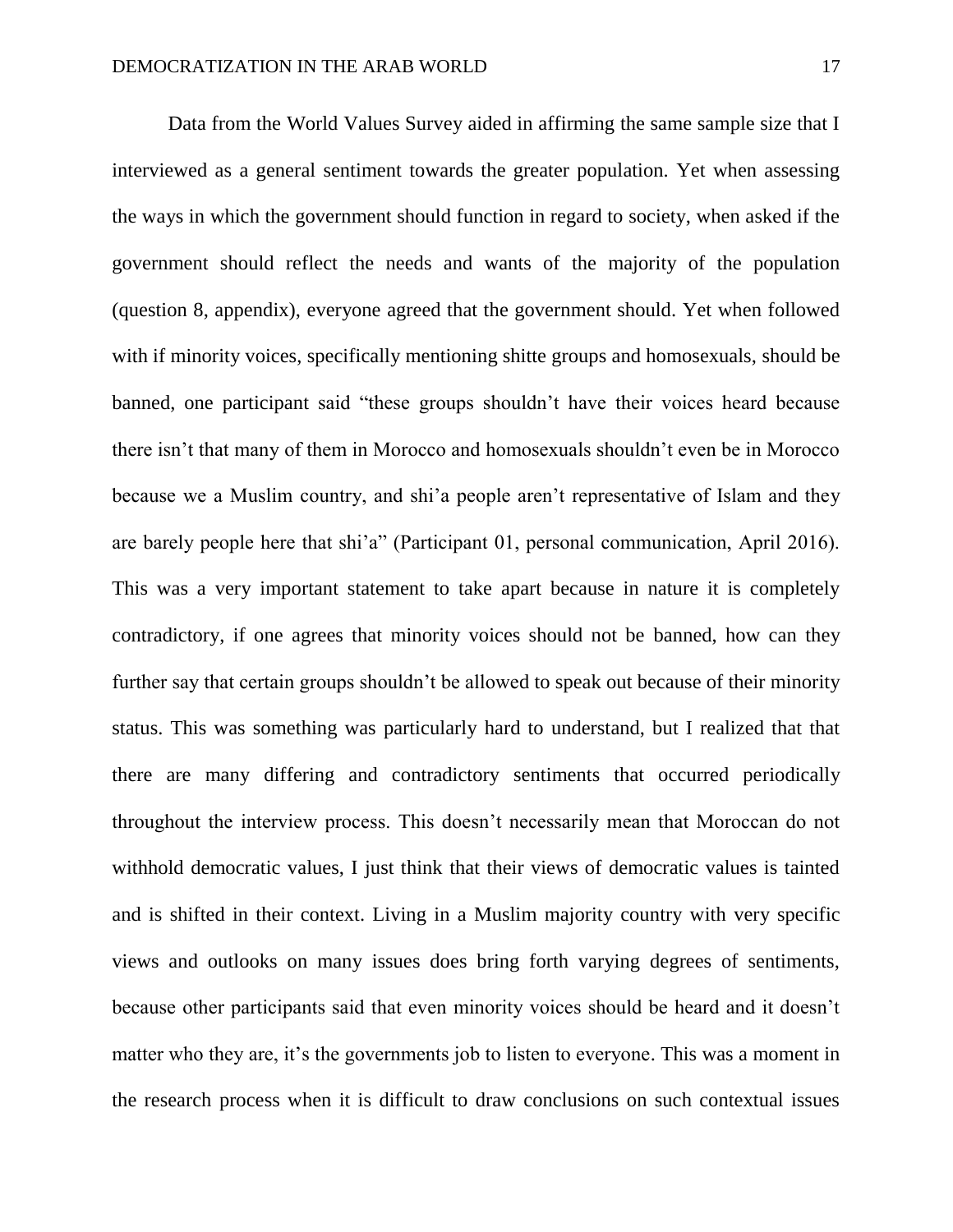Data from the World Values Survey aided in affirming the same sample size that I interviewed as a general sentiment towards the greater population. Yet when assessing the ways in which the government should function in regard to society, when asked if the government should reflect the needs and wants of the majority of the population (question 8, appendix), everyone agreed that the government should. Yet when followed with if minority voices, specifically mentioning shitte groups and homosexuals, should be banned, one participant said "these groups shouldn't have their voices heard because there isn't that many of them in Morocco and homosexuals shouldn't even be in Morocco because we a Muslim country, and shi'a people aren't representative of Islam and they are barely people here that shi'a" (Participant 01, personal communication, April 2016). This was a very important statement to take apart because in nature it is completely contradictory, if one agrees that minority voices should not be banned, how can they further say that certain groups shouldn't be allowed to speak out because of their minority status. This was something was particularly hard to understand, but I realized that that there are many differing and contradictory sentiments that occurred periodically throughout the interview process. This doesn't necessarily mean that Moroccan do not withhold democratic values, I just think that their views of democratic values is tainted and is shifted in their context. Living in a Muslim majority country with very specific views and outlooks on many issues does bring forth varying degrees of sentiments, because other participants said that even minority voices should be heard and it doesn't matter who they are, it's the governments job to listen to everyone. This was a moment in the research process when it is difficult to draw conclusions on such contextual issues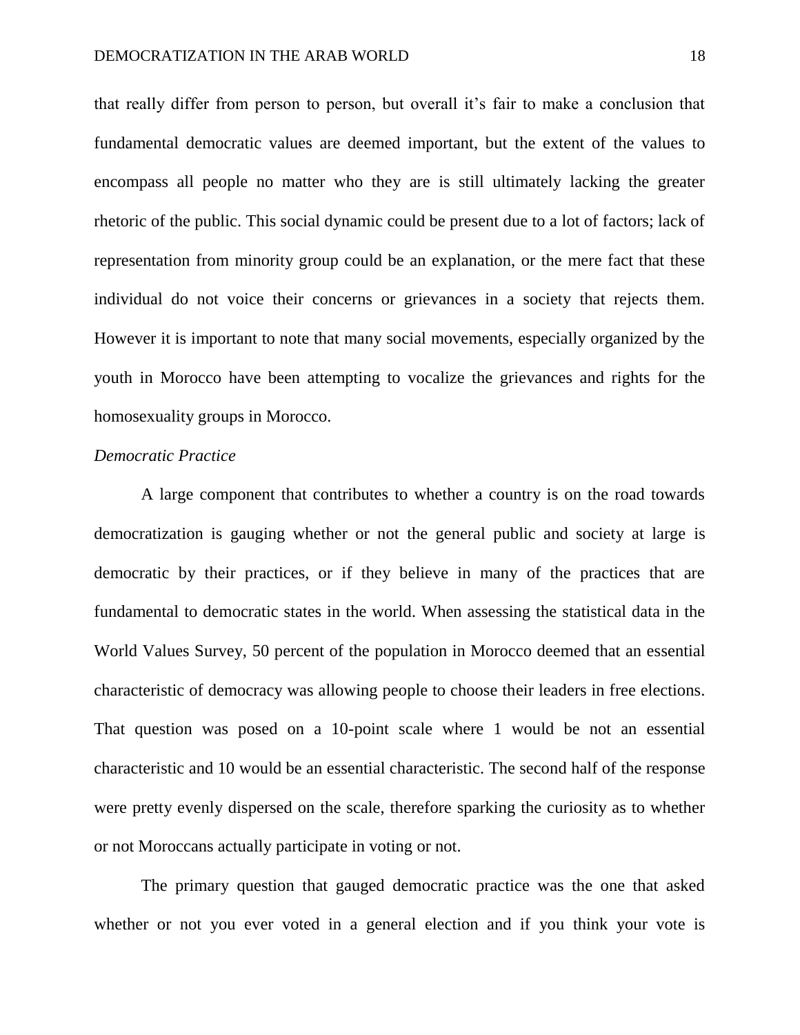that really differ from person to person, but overall it's fair to make a conclusion that fundamental democratic values are deemed important, but the extent of the values to encompass all people no matter who they are is still ultimately lacking the greater rhetoric of the public. This social dynamic could be present due to a lot of factors; lack of representation from minority group could be an explanation, or the mere fact that these individual do not voice their concerns or grievances in a society that rejects them. However it is important to note that many social movements, especially organized by the youth in Morocco have been attempting to vocalize the grievances and rights for the homosexuality groups in Morocco.

*Democratic Practice*

A large component that contributes to whether a country is on the road towards democratization is gauging whether or not the general public and society at large is democratic by their practices, or if they believe in many of the practices that are fundamental to democratic states in the world. When assessing the statistical data in the World Values Survey, 50 percent of the population in Morocco deemed that an essential characteristic of democracy was allowing people to choose their leaders in free elections. That question was posed on a 10-point scale where 1 would be not an essential characteristic and 10 would be an essential characteristic. The second half of the response were pretty evenly dispersed on the scale, therefore sparking the curiosity as to whether or not Moroccans actually participate in voting or not.

The primary question that gauged democratic practice was the one that asked whether or not you ever voted in a general election and if you think your vote is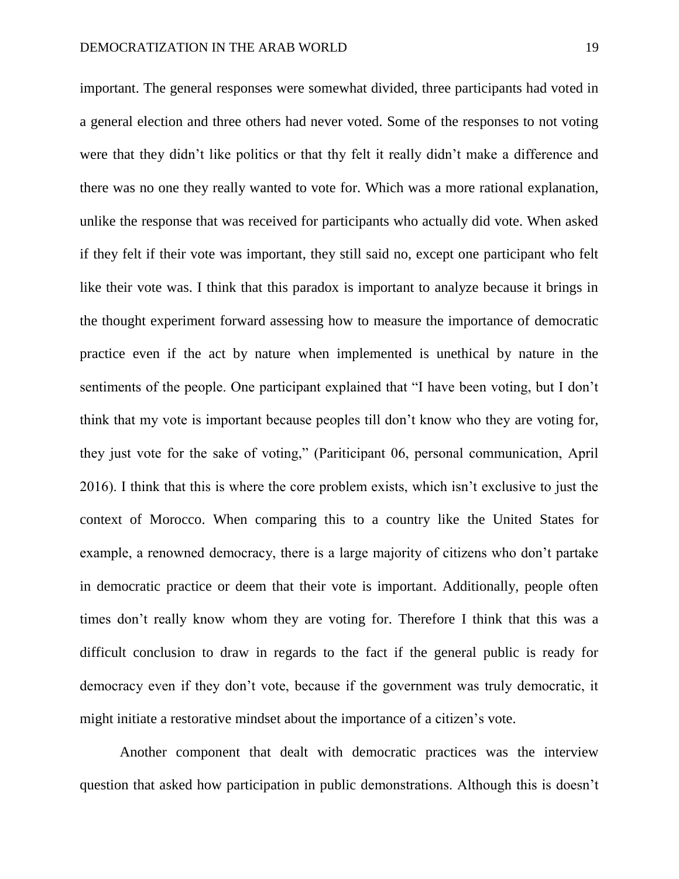important. The general responses were somewhat divided, three participants had voted in a general election and three others had never voted. Some of the responses to not voting were that they didn't like politics or that thy felt it really didn't make a difference and there was no one they really wanted to vote for. Which was a more rational explanation, unlike the response that was received for participants who actually did vote. When asked if they felt if their vote was important, they still said no, except one participant who felt like their vote was. I think that this paradox is important to analyze because it brings in the thought experiment forward assessing how to measure the importance of democratic practice even if the act by nature when implemented is unethical by nature in the sentiments of the people. One participant explained that "I have been voting, but I don't think that my vote is important because peoples till don't know who they are voting for, they just vote for the sake of voting," (Pariticipant 06, personal communication, April 2016). I think that this is where the core problem exists, which isn't exclusive to just the context of Morocco. When comparing this to a country like the United States for example, a renowned democracy, there is a large majority of citizens who don't partake in democratic practice or deem that their vote is important. Additionally, people often times don't really know whom they are voting for. Therefore I think that this was a difficult conclusion to draw in regards to the fact if the general public is ready for democracy even if they don't vote, because if the government was truly democratic, it might initiate a restorative mindset about the importance of a citizen's vote.

Another component that dealt with democratic practices was the interview question that asked how participation in public demonstrations. Although this is doesn't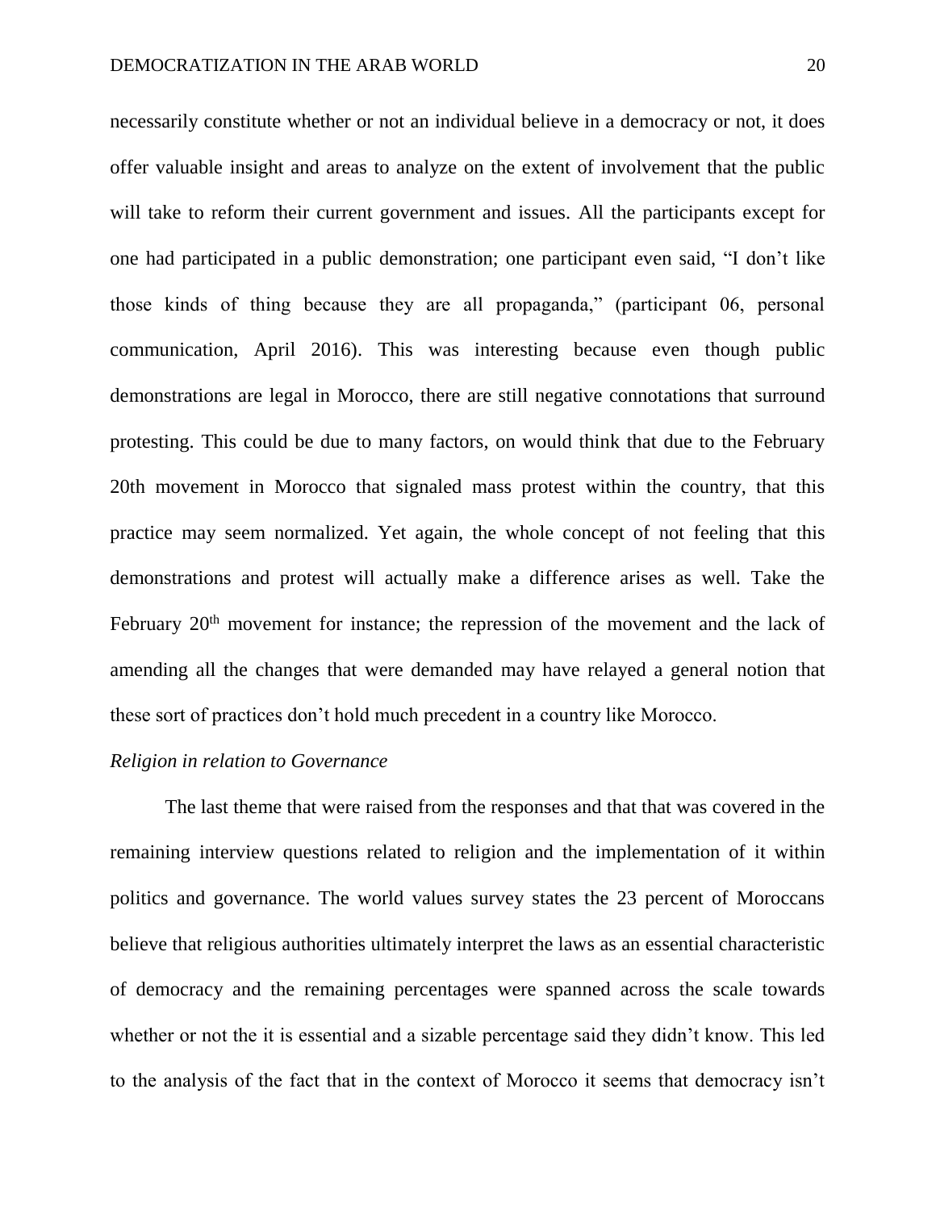necessarily constitute whether or not an individual believe in a democracy or not, it does offer valuable insight and areas to analyze on the extent of involvement that the public will take to reform their current government and issues. All the participants except for one had participated in a public demonstration; one participant even said, "I don't like those kinds of thing because they are all propaganda," (participant 06, personal communication, April 2016). This was interesting because even though public demonstrations are legal in Morocco, there are still negative connotations that surround protesting. This could be due to many factors, on would think that due to the February 20th movement in Morocco that signaled mass protest within the country, that this practice may seem normalized. Yet again, the whole concept of not feeling that this demonstrations and protest will actually make a difference arises as well. Take the February 20th movement for instance; the repression of the movement and the lack of amending all the changes that were demanded may have relayed a general notion that these sort of practices don't hold much precedent in a country like Morocco.

*Religion in relation to Governance*

The last theme that were raised from the responses and that that was covered in the remaining interview questions related to religion and the implementation of it within politics and governance. The world values survey states the 23 percent of Moroccans believe that religious authorities ultimately interpret the laws as an essential characteristic of democracy and the remaining percentages were spanned across the scale towards whether or not the it is essential and a sizable percentage said they didn't know. This led to the analysis of the fact that in the context of Morocco it seems that democracy isn't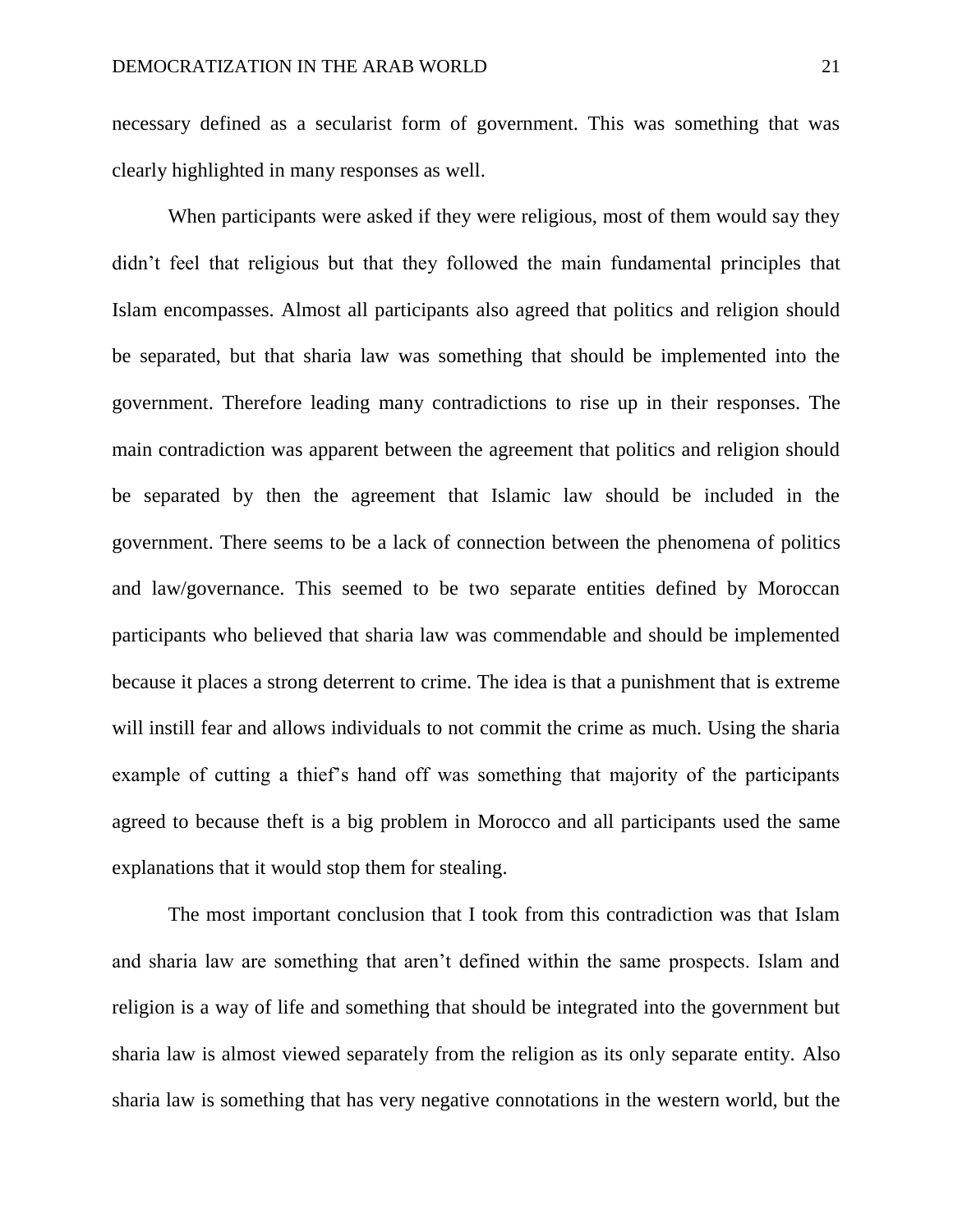necessary defined as a secularist form of government. This was something that was clearly highlighted in many responses as well.

When participants were asked if they were religious, most of them would say they didn't feel that religious but that they followed the main fundamental principles that Islam encompasses. Almost all participants also agreed that politics and religion should be separated, but that sharia law was something that should be implemented into the government. Therefore leading many contradictions to rise up in their responses. The main contradiction was apparent between the agreement that politics and religion should be separated by then the agreement that Islamic law should be included in the government. There seems to be a lack of connection between the phenomena of politics and law/governance. This seemed to be two separate entities defined by Moroccan participants who believed that sharia law was commendable and should be implemented because it places a strong deterrent to crime. The idea is that a punishment that is extreme will instill fear and allows individuals to not commit the crime as much. Using the sharia example of cutting a thief's hand off was something that majority of the participants agreed to because theft is a big problem in Morocco and all participants used the same explanations that it would stop them for stealing.

The most important conclusion that I took from this contradiction was that Islam and sharia law are something that aren't defined within the same prospects. Islam and religion is a way of life and something that should be integrated into the government but sharia law is almost viewed separately from the religion as its only separate entity. Also sharia law is something that has very negative connotations in the western world, but the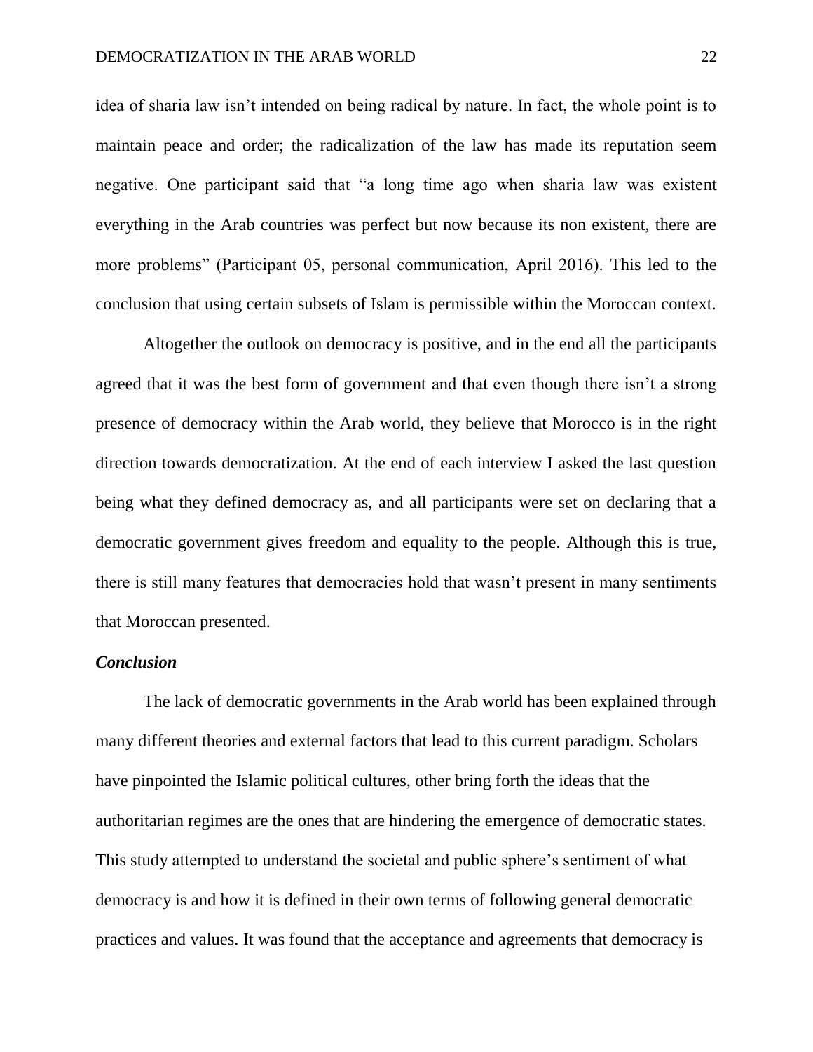idea of sharia law isn't intended on being radical by nature. In fact, the whole point is to maintain peace and order; the radicalization of the law has made its reputation seem negative. One participant said that "a long time ago when sharia law was existent everything in the Arab countries was perfect but now because its non existent, there are more problems" (Participant 05, personal communication, April 2016). This led to the conclusion that using certain subsets of Islam is permissible within the Moroccan context.

Altogether the outlook on democracy is positive, and in the end all the participants agreed that it was the best form of government and that even though there isn't a strong presence of democracy within the Arab world, they believe that Morocco is in the right direction towards democratization. At the end of each interview I asked the last question being what they defined democracy as, and all participants were set on declaring that a democratic government gives freedom and equality to the people. Although this is true, there is still many features that democracies hold that wasn't present in many sentiments that Moroccan presented.

### *Conclusion*

The lack of democratic governments in the Arab world has been explained through many different theories and external factors that lead to this current paradigm. Scholars have pinpointed the Islamic political cultures, other bring forth the ideas that the authoritarian regimes are the ones that are hindering the emergence of democratic states. This study attempted to understand the societal and public sphere's sentiment of what democracy is and how it is defined in their own terms of following general democratic practices and values. It was found that the acceptance and agreements that democracy is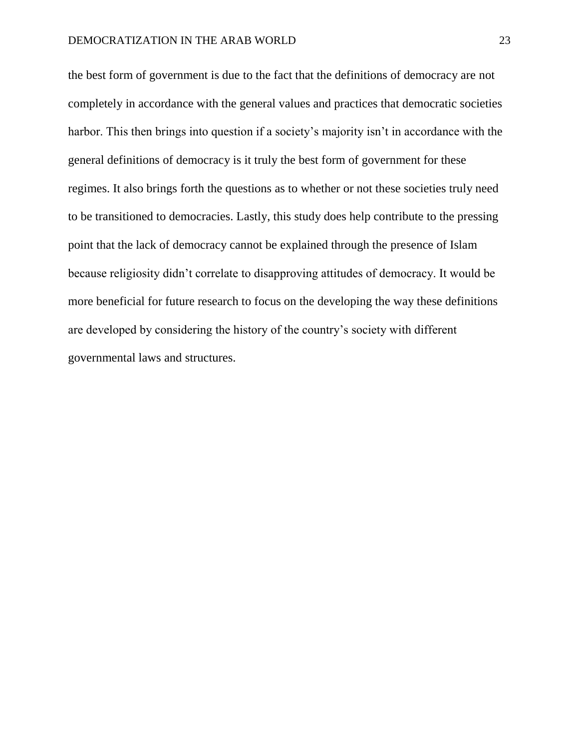the best form of government is due to the fact that the definitions of democracy are not completely in accordance with the general values and practices that democratic societies harbor. This then brings into question if a society's majority isn't in accordance with the general definitions of democracy is it truly the best form of government for these regimes. It also brings forth the questions as to whether or not these societies truly need to be transitioned to democracies. Lastly, this study does help contribute to the pressing point that the lack of democracy cannot be explained through the presence of Islam because religiosity didn't correlate to disapproving attitudes of democracy. It would be more beneficial for future research to focus on the developing the way these definitions are developed by considering the history of the country's society with different governmental laws and structures.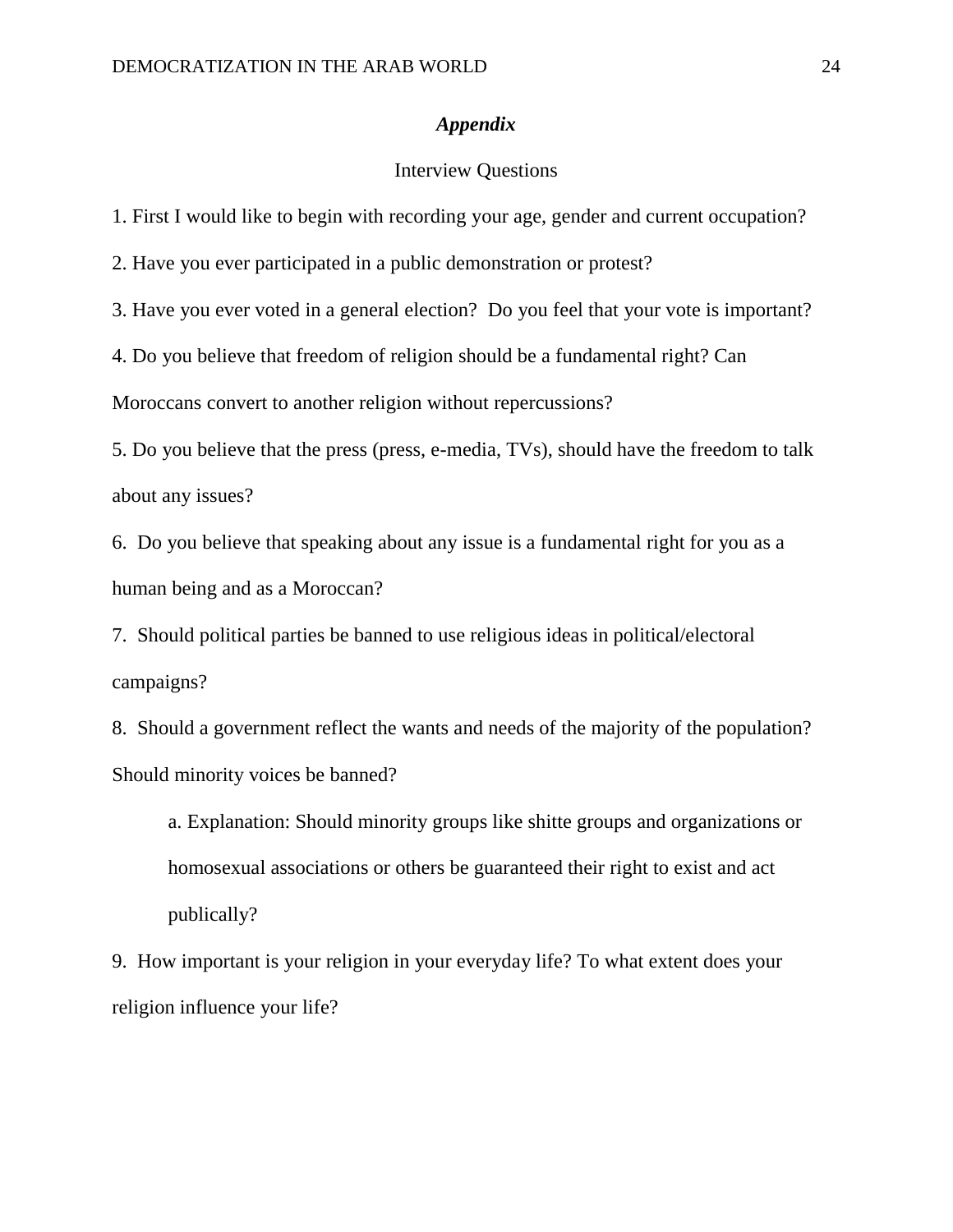## *Appendix*

### Interview Questions

1. First I would like to begin with recording your age, gender and current occupation?

2. Have you ever participated in a public demonstration or protest?

3. Have you ever voted in a general election?  Do you feel that your vote is important?

4. Do you believe that freedom of religion should be a fundamental right? Can Moroccans convert to another religion without repercussions?

5. Do you believe that the press (press, e-media, TVs), should have the freedom to talk about any issues?

6.  Do you believe that speaking about any issue is a fundamental right for you as a human being and as a Moroccan?

7.  Should political parties be banned to use religious ideas in political/electoral campaigns?

8.  Should a government reflect the wants and needs of the majority of the population? Should minority voices be banned?

    a. Explanation: Should minority groups like shitte groups and organizations or homosexual associations or others be guaranteed their right to exist and act publically?

9.  How important is your religion in your everyday life? To what extent does your religion influence your life?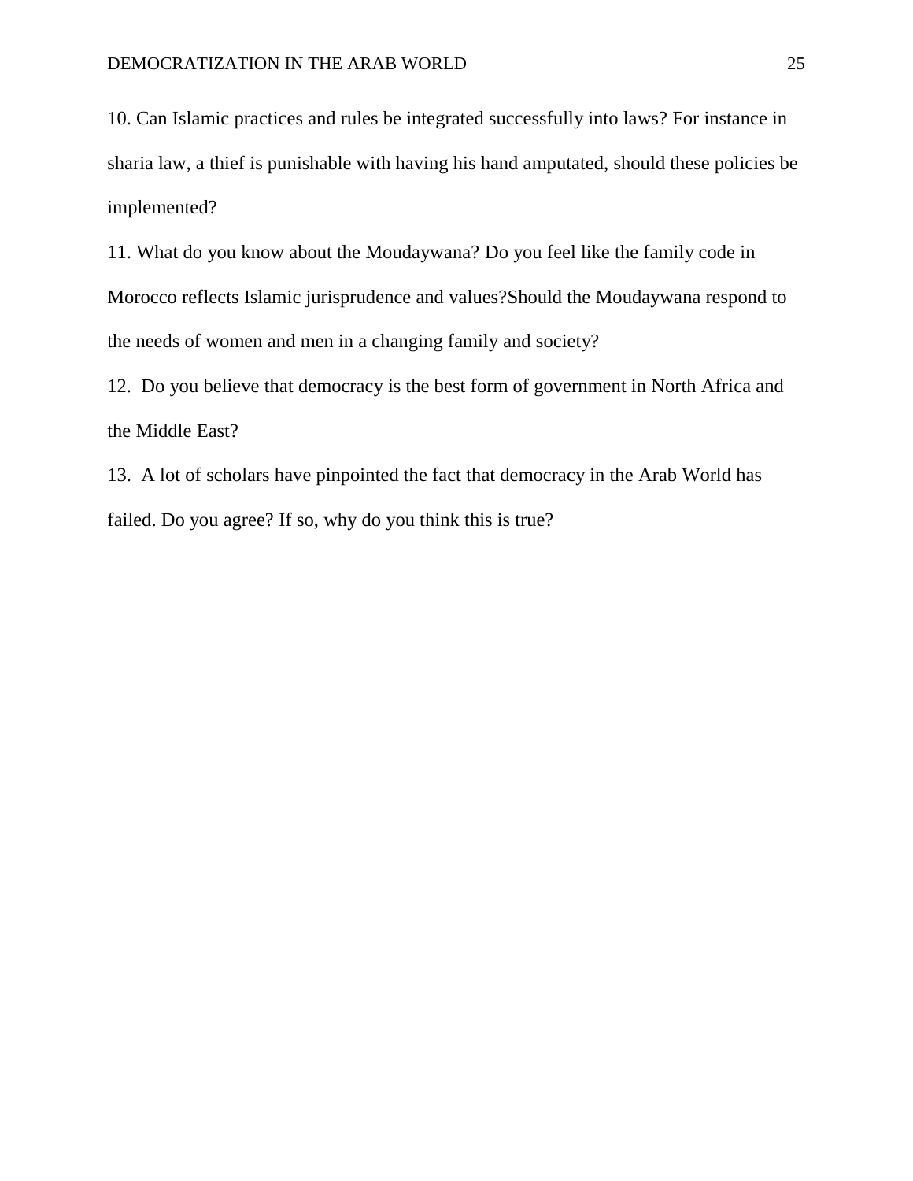10. Can Islamic practices and rules be integrated successfully into laws? For instance in sharia law, a thief is punishable with having his hand amputated, should these policies be implemented?

11. What do you know about the Moudaywana? Do you feel like the family code in Morocco reflects Islamic jurisprudence and values?Should the Moudaywana respond to the needs of women and men in a changing family and society?

12. Do you believe that democracy is the best form of government in North Africa and the Middle East?

13. A lot of scholars have pinpointed the fact that democracy in the Arab World has failed. Do you agree? If so, why do you think this is true?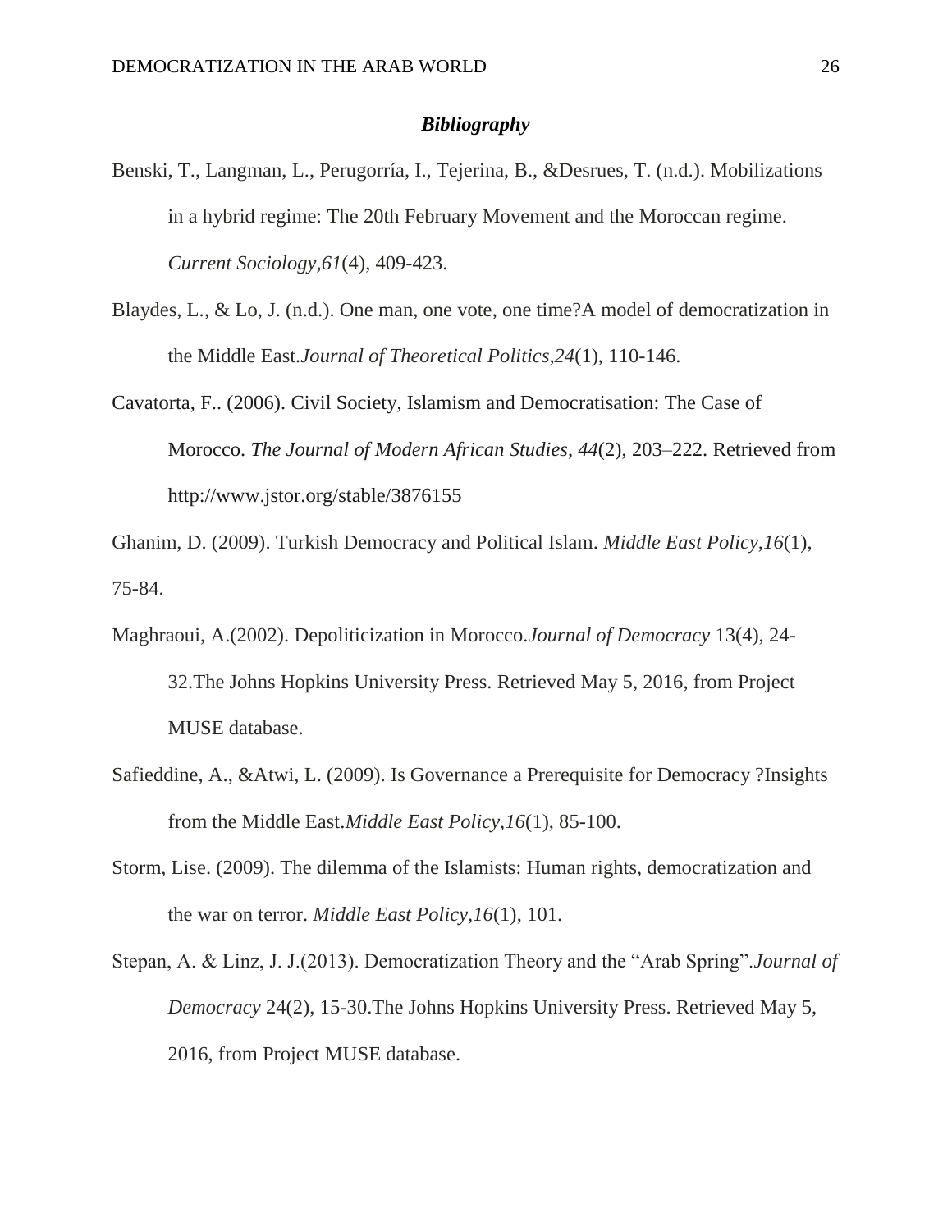### ***Bibliography***

Benski, T., Langman, L., Perugorría, I., Tejerina, B., &Desrues, T. (n.d.). Mobilizations in a hybrid regime: The 20th February Movement and the Moroccan regime. *Current Sociology,61*(4), 409-423.

Blaydes, L., & Lo, J. (n.d.). One man, one vote, one time?A model of democratization in the Middle East.*Journal of Theoretical Politics,24*(1), 110-146.

Cavatorta, F.. (2006). Civil Society, Islamism and Democratisation: The Case of Morocco. *The Journal of Modern African Studies*, *44*(2), 203–222. Retrieved from http://www.jstor.org/stable/3876155

Ghanim, D. (2009). Turkish Democracy and Political Islam. *Middle East Policy,16*(1), 75-84.

Maghraoui, A.(2002). Depoliticization in Morocco.*Journal of Democracy* 13(4), 24-32.The Johns Hopkins University Press. Retrieved May 5, 2016, from Project MUSE database.

Safieddine, A., &Atwi, L. (2009). Is Governance a Prerequisite for Democracy ?Insights from the Middle East.*Middle East Policy,16*(1), 85-100.

Storm, Lise. (2009). The dilemma of the Islamists: Human rights, democratization and the war on terror. *Middle East Policy,16*(1), 101.

Stepan, A. & Linz, J. J.(2013). Democratization Theory and the "Arab Spring".*Journal of Democracy* 24(2), 15-30.The Johns Hopkins University Press. Retrieved May 5, 2016, from Project MUSE database.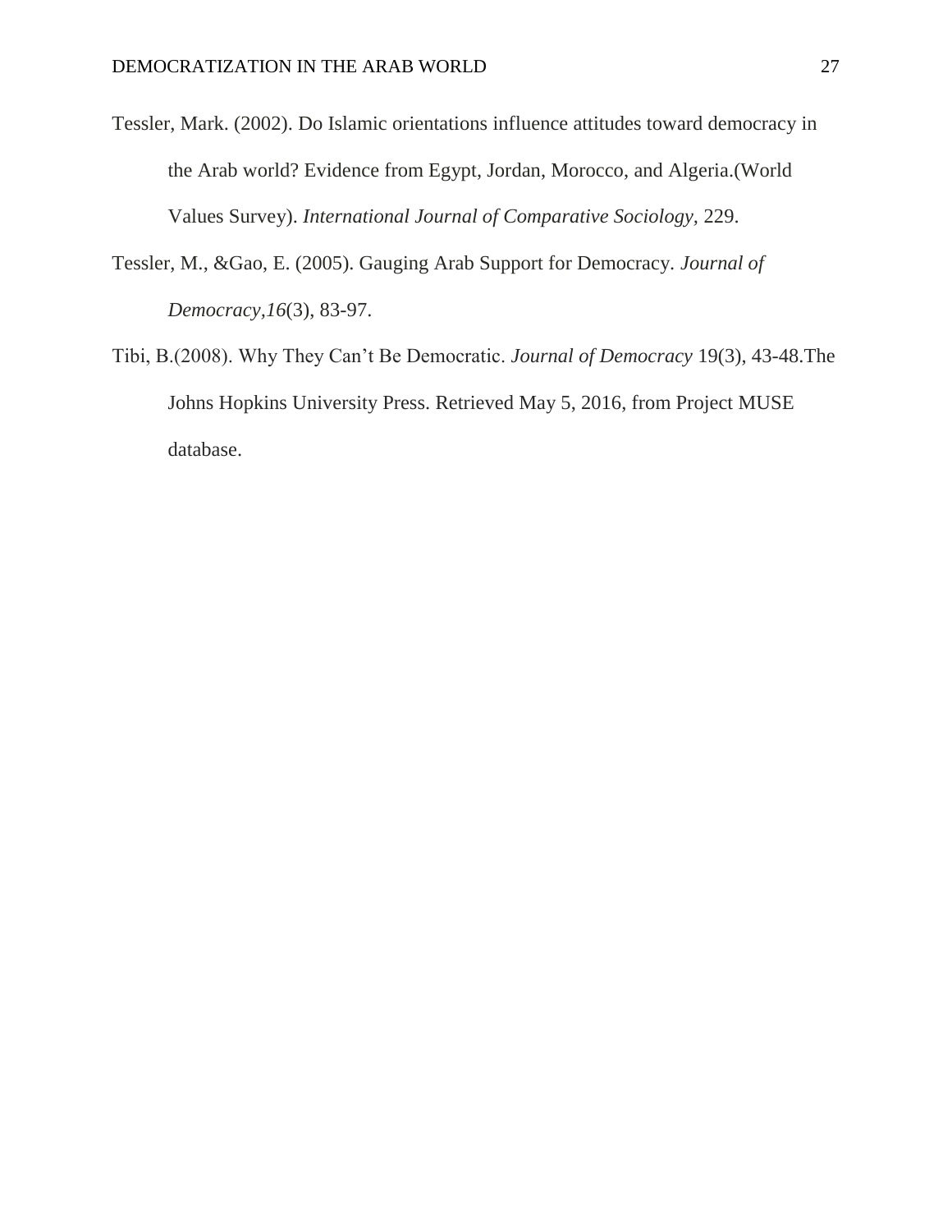Tessler, Mark. (2002). Do Islamic orientations influence attitudes toward democracy in the Arab world? Evidence from Egypt, Jordan, Morocco, and Algeria.(World Values Survey). *International Journal of Comparative Sociology,* 229.

Tessler, M., &Gao, E. (2005). Gauging Arab Support for Democracy. *Journal of Democracy,16*(3), 83-97.

Tibi, B.(2008). Why They Can't Be Democratic. *Journal of Democracy* 19(3), 43-48.The Johns Hopkins University Press. Retrieved May 5, 2016, from Project MUSE database.